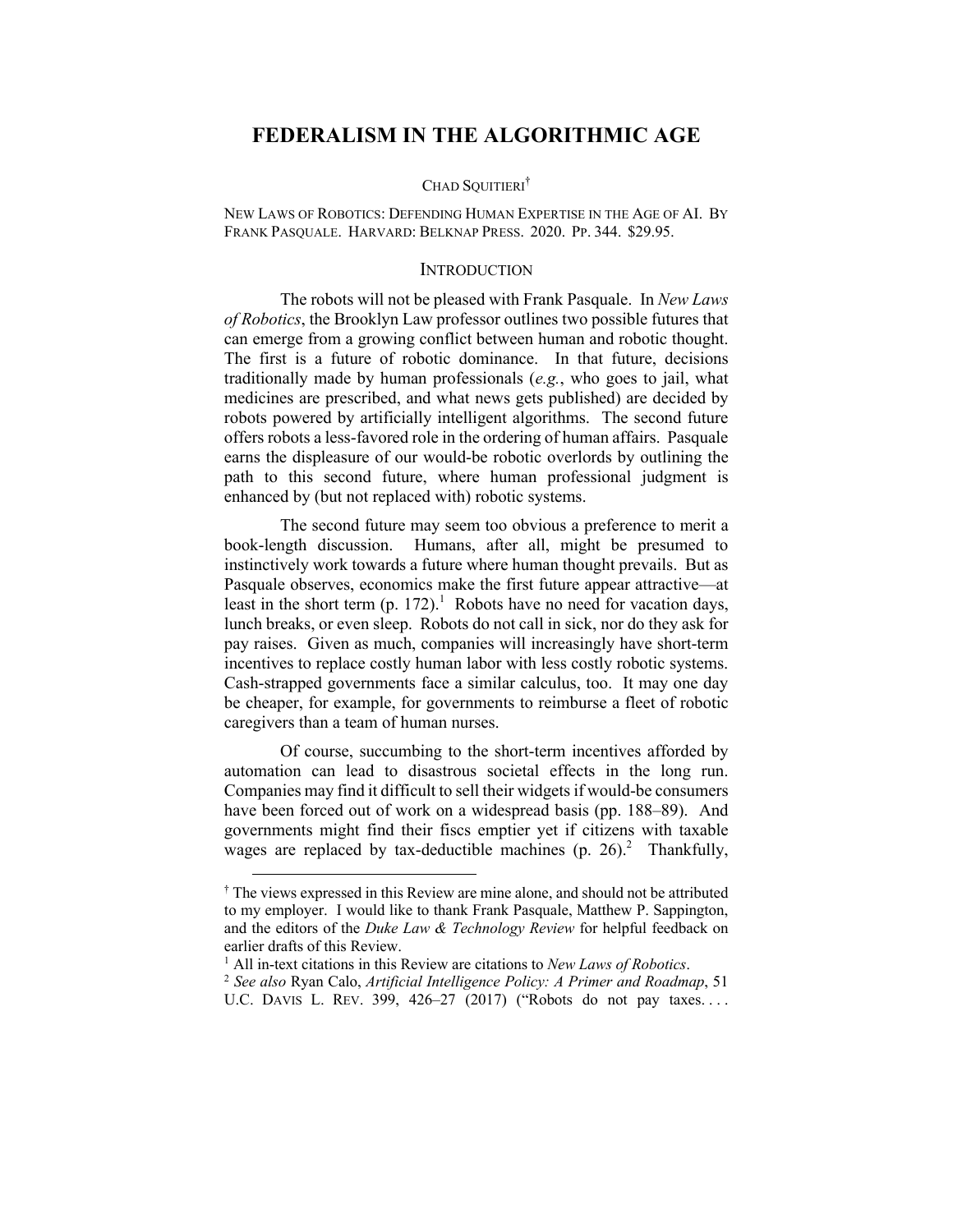# FEDERALISM IN THE ALGORITHMIC AGE

CHAD SQUITIERI[†]

NEW LAWS OF ROBOTICS: DEFENDING HUMAN EXPERTISE IN THE AGE OF AI. BY FRANK PASQUALE. HARVARD: BELKNAP PRESS. 2020. PP. 344. $29.95.

## INTRODUCTION

The robots will not be pleased with Frank Pasquale. In *New Laws of Robotics*, the Brooklyn Law professor outlines two possible futures that can emerge from a growing conflict between human and robotic thought. The first is a future of robotic dominance. In that future, decisions traditionally made by human professionals (*e.g.*, who goes to jail, what medicines are prescribed, and what news gets published) are decided by robots powered by artificially intelligent algorithms. The second future offers robots a less-favored role in the ordering of human affairs. Pasquale earns the displeasure of our would-be robotic overlords by outlining the path to this second future, where human professional judgment is enhanced by (but not replaced with) robotic systems.

The second future may seem too obvious a preference to merit a book-length discussion. Humans, after all, might be presumed to instinctively work towards a future where human thought prevails. But as Pasquale observes, economics make the first future appear attractive—at least in the short term (p. 172).[1] Robots have no need for vacation days, lunch breaks, or even sleep. Robots do not call in sick, nor do they ask for pay raises. Given as much, companies will increasingly have short-term incentives to replace costly human labor with less costly robotic systems. Cash-strapped governments face a similar calculus, too. It may one day be cheaper, for example, for governments to reimburse a fleet of robotic caregivers than a team of human nurses.

Of course, succumbing to the short-term incentives afforded by automation can lead to disastrous societal effects in the long run. Companies may find it difficult to sell their widgets if would-be consumers have been forced out of work on a widespread basis (pp. 188–89). And governments might find their fiscs emptier yet if citizens with taxable wages are replaced by tax-deductible machines (p. 26).[2] Thankfully,

---

[†] The views expressed in this Review are mine alone, and should not be attributed to my employer. I would like to thank Frank Pasquale, Matthew P. Sappington, and the editors of the *Duke Law & Technology Review* for helpful feedback on earlier drafts of this Review.

[1] All in-text citations in this Review are citations to *New Laws of Robotics*.

[2] *See also* Ryan Calo, *Artificial Intelligence Policy: A Primer and Roadmap*, 51 U.C. DAVIS L. REV. 399, 426–27 (2017) ("Robots do not pay taxes. . . .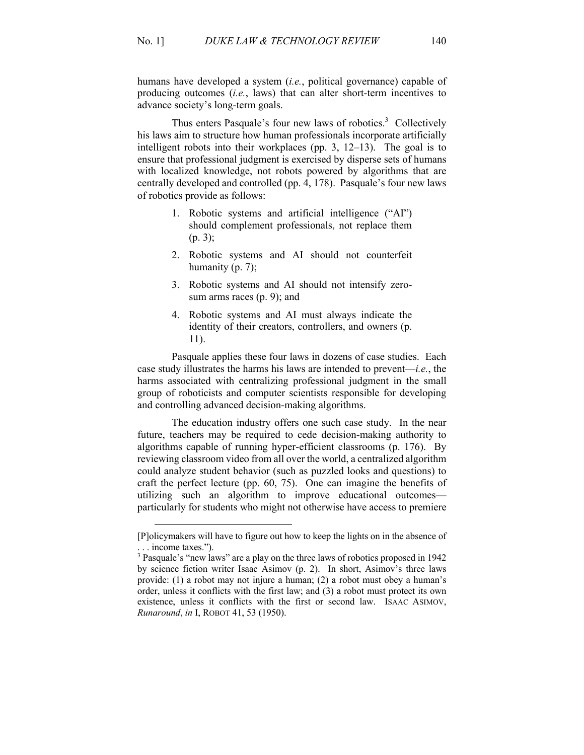humans have developed a system (*i.e.*, political governance) capable of producing outcomes (*i.e.*, laws) that can alter short-term incentives to advance society's long-term goals.

Thus enters Pasquale's four new laws of robotics.[3] Collectively his laws aim to structure how human professionals incorporate artificially intelligent robots into their workplaces (pp. 3, 12–13). The goal is to ensure that professional judgment is exercised by disperse sets of humans with localized knowledge, not robots powered by algorithms that are centrally developed and controlled (pp. 4, 178). Pasquale's four new laws of robotics provide as follows:

1. Robotic systems and artificial intelligence ("AI") should complement professionals, not replace them (p. 3);
2. Robotic systems and AI should not counterfeit humanity (p. 7);
3. Robotic systems and AI should not intensify zero-sum arms races (p. 9); and
4. Robotic systems and AI must always indicate the identity of their creators, controllers, and owners (p. 11).

Pasquale applies these four laws in dozens of case studies. Each case study illustrates the harms his laws are intended to prevent—*i.e.*, the harms associated with centralizing professional judgment in the small group of roboticists and computer scientists responsible for developing and controlling advanced decision-making algorithms.

The education industry offers one such case study. In the near future, teachers may be required to cede decision-making authority to algorithms capable of running hyper-efficient classrooms (p. 176). By reviewing classroom video from all over the world, a centralized algorithm could analyze student behavior (such as puzzled looks and questions) to craft the perfect lecture (pp. 60, 75). One can imagine the benefits of utilizing such an algorithm to improve educational outcomes—particularly for students who might not otherwise have access to premiere

---

[P]olicymakers will have to figure out how to keep the lights on in the absence of . . . income taxes.").

[3] Pasquale's "new laws" are a play on the three laws of robotics proposed in 1942 by science fiction writer Isaac Asimov (p. 2). In short, Asimov's three laws provide: (1) a robot may not injure a human; (2) a robot must obey a human's order, unless it conflicts with the first law; and (3) a robot must protect its own existence, unless it conflicts with the first or second law. ISAAC ASIMOV, *Runaround*, *in* I, ROBOT 41, 53 (1950).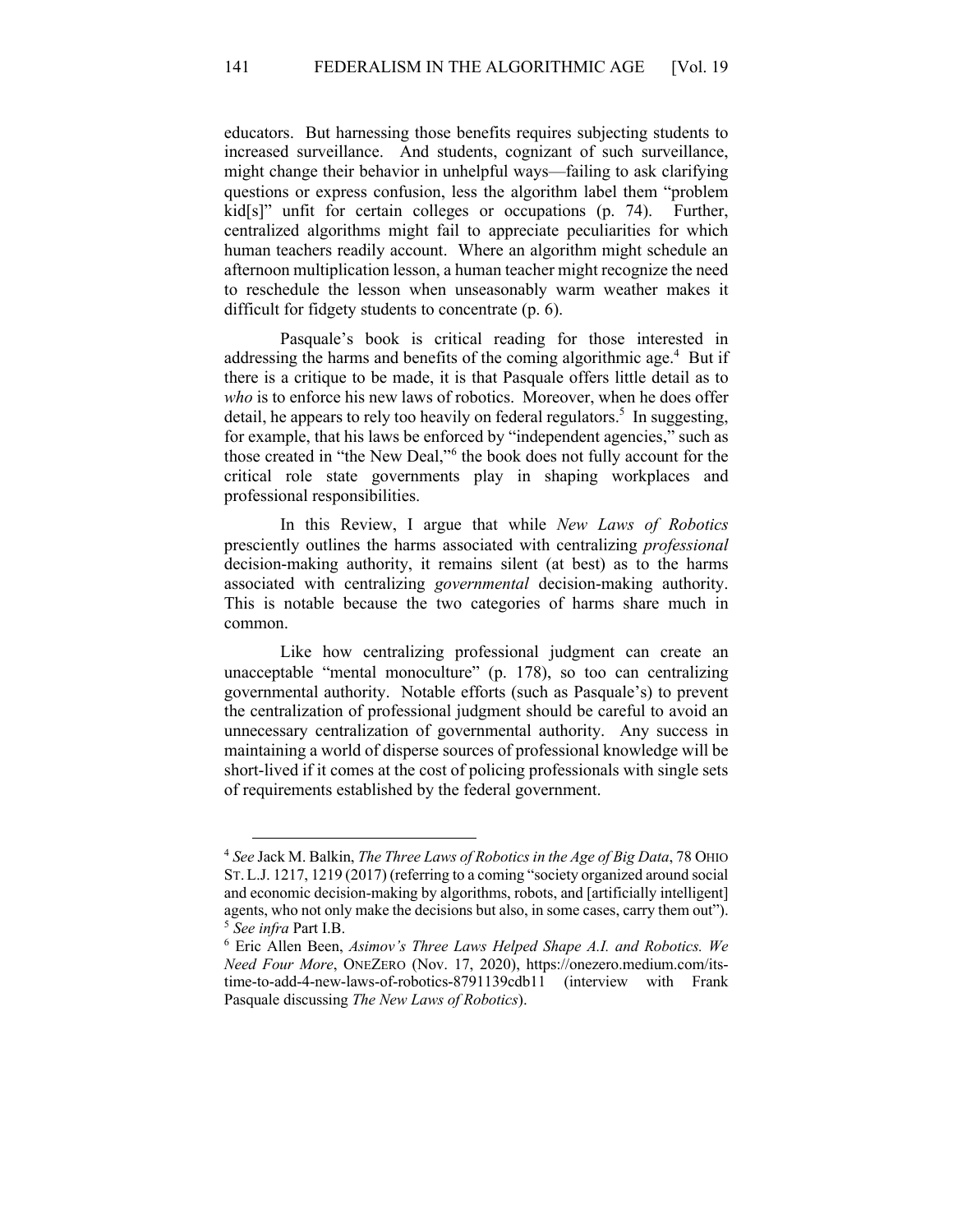educators. But harnessing those benefits requires subjecting students to increased surveillance. And students, cognizant of such surveillance, might change their behavior in unhelpful ways—failing to ask clarifying questions or express confusion, less the algorithm label them "problem kid[s]" unfit for certain colleges or occupations (p. 74). Further, centralized algorithms might fail to appreciate peculiarities for which human teachers readily account. Where an algorithm might schedule an afternoon multiplication lesson, a human teacher might recognize the need to reschedule the lesson when unseasonably warm weather makes it difficult for fidgety students to concentrate (p. 6).

Pasquale's book is critical reading for those interested in addressing the harms and benefits of the coming algorithmic age.[4] But if there is a critique to be made, it is that Pasquale offers little detail as to *who* is to enforce his new laws of robotics. Moreover, when he does offer detail, he appears to rely too heavily on federal regulators.[5] In suggesting, for example, that his laws be enforced by "independent agencies," such as those created in "the New Deal,"[6] the book does not fully account for the critical role state governments play in shaping workplaces and professional responsibilities.

In this Review, I argue that while *New Laws of Robotics* presciently outlines the harms associated with centralizing *professional* decision-making authority, it remains silent (at best) as to the harms associated with centralizing *governmental* decision-making authority. This is notable because the two categories of harms share much in common.

Like how centralizing professional judgment can create an unacceptable "mental monoculture" (p. 178), so too can centralizing governmental authority. Notable efforts (such as Pasquale's) to prevent the centralization of professional judgment should be careful to avoid an unnecessary centralization of governmental authority. Any success in maintaining a world of disperse sources of professional knowledge will be short-lived if it comes at the cost of policing professionals with single sets of requirements established by the federal government.

---

[4] *See* Jack M. Balkin, *The Three Laws of Robotics in the Age of Big Data*, 78 OHIO ST. L.J. 1217, 1219 (2017) (referring to a coming "society organized around social and economic decision-making by algorithms, robots, and [artificially intelligent] agents, who not only make the decisions but also, in some cases, carry them out").

[5] *See infra* Part I.B.

[6] Eric Allen Been, *Asimov's Three Laws Helped Shape A.I. and Robotics. We Need Four More*, ONEZERO (Nov. 17, 2020), https://onezero.medium.com/its-time-to-add-4-new-laws-of-robotics-8791139cdb11 (interview with Frank Pasquale discussing *The New Laws of Robotics*).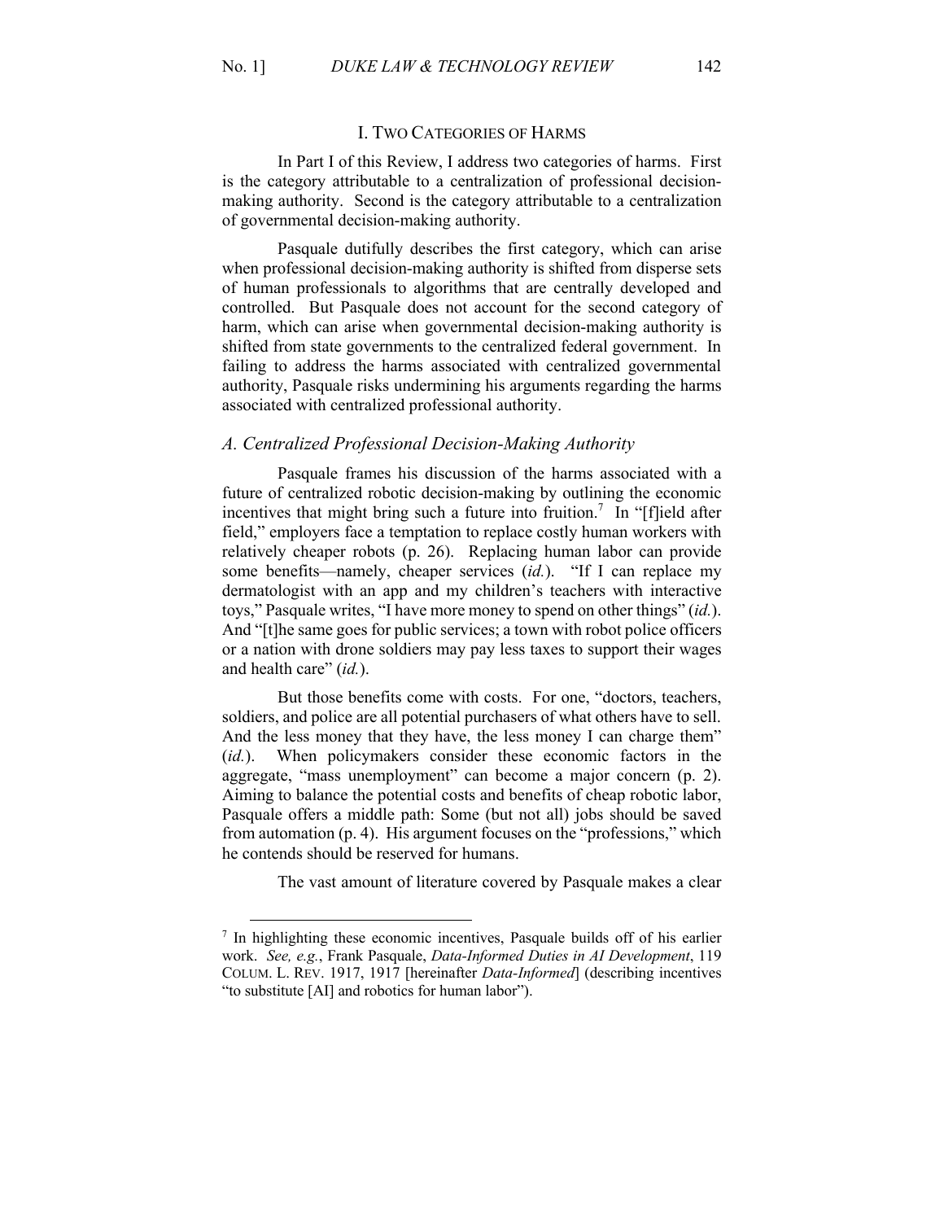## I. Two Categories of Harms

In Part I of this Review, I address two categories of harms. First is the category attributable to a centralization of professional decision-making authority. Second is the category attributable to a centralization of governmental decision-making authority.

Pasquale dutifully describes the first category, which can arise when professional decision-making authority is shifted from disperse sets of human professionals to algorithms that are centrally developed and controlled. But Pasquale does not account for the second category of harm, which can arise when governmental decision-making authority is shifted from state governments to the centralized federal government. In failing to address the harms associated with centralized governmental authority, Pasquale risks undermining his arguments regarding the harms associated with centralized professional authority.

### *A. Centralized Professional Decision-Making Authority*

Pasquale frames his discussion of the harms associated with a future of centralized robotic decision-making by outlining the economic incentives that might bring such a future into fruition.[7] In "[f]ield after field," employers face a temptation to replace costly human workers with relatively cheaper robots (p. 26). Replacing human labor can provide some benefits—namely, cheaper services (*id.*). "If I can replace my dermatologist with an app and my children's teachers with interactive toys," Pasquale writes, "I have more money to spend on other things" (*id.*). And "[t]he same goes for public services; a town with robot police officers or a nation with drone soldiers may pay less taxes to support their wages and health care" (*id.*).

But those benefits come with costs. For one, "doctors, teachers, soldiers, and police are all potential purchasers of what others have to sell. And the less money that they have, the less money I can charge them" (*id.*). When policymakers consider these economic factors in the aggregate, "mass unemployment" can become a major concern (p. 2). Aiming to balance the potential costs and benefits of cheap robotic labor, Pasquale offers a middle path: Some (but not all) jobs should be saved from automation (p. 4). His argument focuses on the "professions," which he contends should be reserved for humans.

The vast amount of literature covered by Pasquale makes a clear

---

[7] In highlighting these economic incentives, Pasquale builds off of his earlier work. *See, e.g.*, Frank Pasquale, *Data-Informed Duties in AI Development*, 119 COLUM. L. REV. 1917, 1917 [hereinafter *Data-Informed*] (describing incentives "to substitute [AI] and robotics for human labor").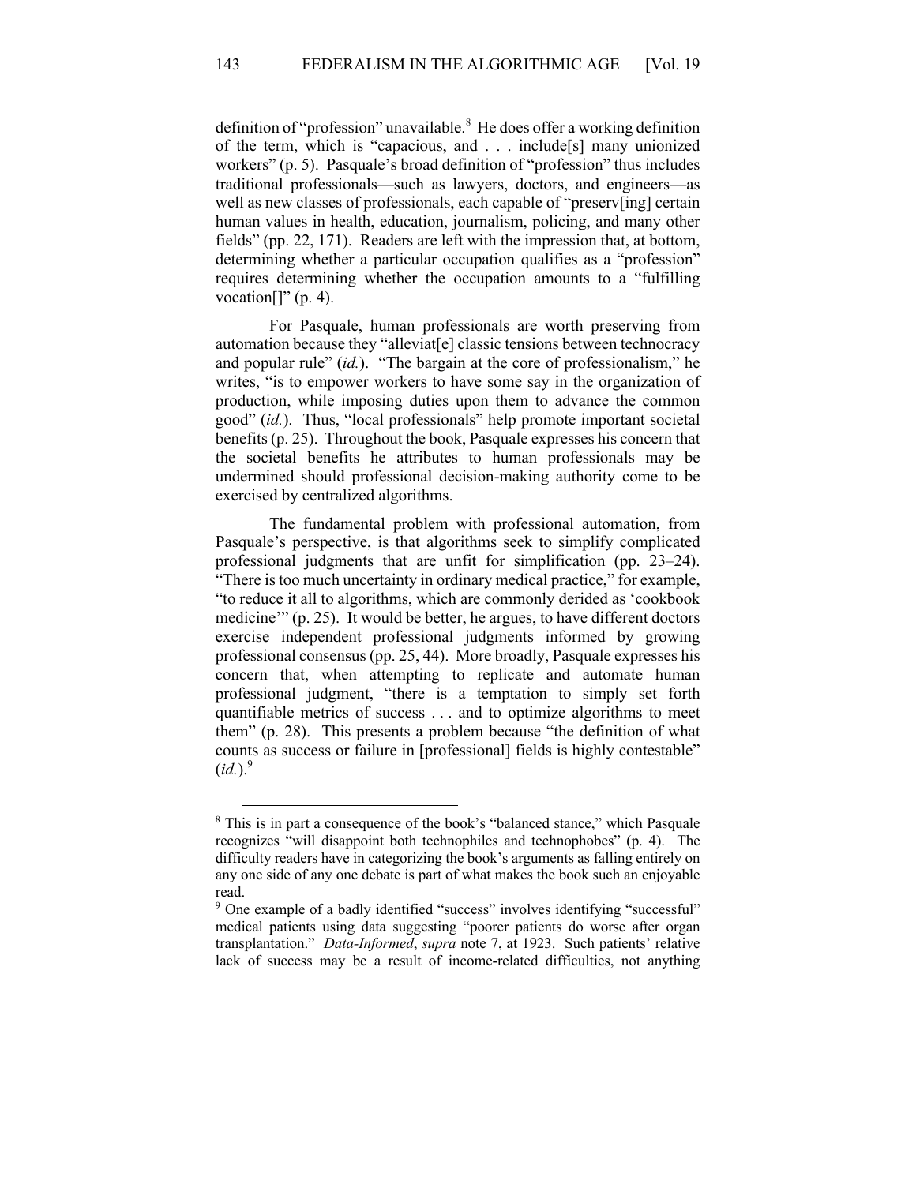definition of "profession" unavailable.[8] He does offer a working definition of the term, which is "capacious, and . . . include[s] many unionized workers" (p. 5). Pasquale's broad definition of "profession" thus includes traditional professionals—such as lawyers, doctors, and engineers—as well as new classes of professionals, each capable of "preserv[ing] certain human values in health, education, journalism, policing, and many other fields" (pp. 22, 171). Readers are left with the impression that, at bottom, determining whether a particular occupation qualifies as a "profession" requires determining whether the occupation amounts to a "fulfilling vocation[]" (p. 4).

For Pasquale, human professionals are worth preserving from automation because they "alleviat[e] classic tensions between technocracy and popular rule" (*id.*). "The bargain at the core of professionalism," he writes, "is to empower workers to have some say in the organization of production, while imposing duties upon them to advance the common good" (*id.*). Thus, "local professionals" help promote important societal benefits (p. 25). Throughout the book, Pasquale expresses his concern that the societal benefits he attributes to human professionals may be undermined should professional decision-making authority come to be exercised by centralized algorithms.

The fundamental problem with professional automation, from Pasquale's perspective, is that algorithms seek to simplify complicated professional judgments that are unfit for simplification (pp. 23–24). "There is too much uncertainty in ordinary medical practice," for example, "to reduce it all to algorithms, which are commonly derided as 'cookbook medicine'" (p. 25). It would be better, he argues, to have different doctors exercise independent professional judgments informed by growing professional consensus (pp. 25, 44). More broadly, Pasquale expresses his concern that, when attempting to replicate and automate human professional judgment, "there is a temptation to simply set forth quantifiable metrics of success . . . and to optimize algorithms to meet them" (p. 28). This presents a problem because "the definition of what counts as success or failure in [professional] fields is highly contestable" (*id.*).[9]

---

[8] This is in part a consequence of the book's "balanced stance," which Pasquale recognizes "will disappoint both technophiles and technophobes" (p. 4). The difficulty readers have in categorizing the book's arguments as falling entirely on any one side of any one debate is part of what makes the book such an enjoyable read.

[9] One example of a badly identified "success" involves identifying "successful" medical patients using data suggesting "poorer patients do worse after organ transplantation." *Data-Informed*, *supra* note 7, at 1923. Such patients' relative lack of success may be a result of income-related difficulties, not anything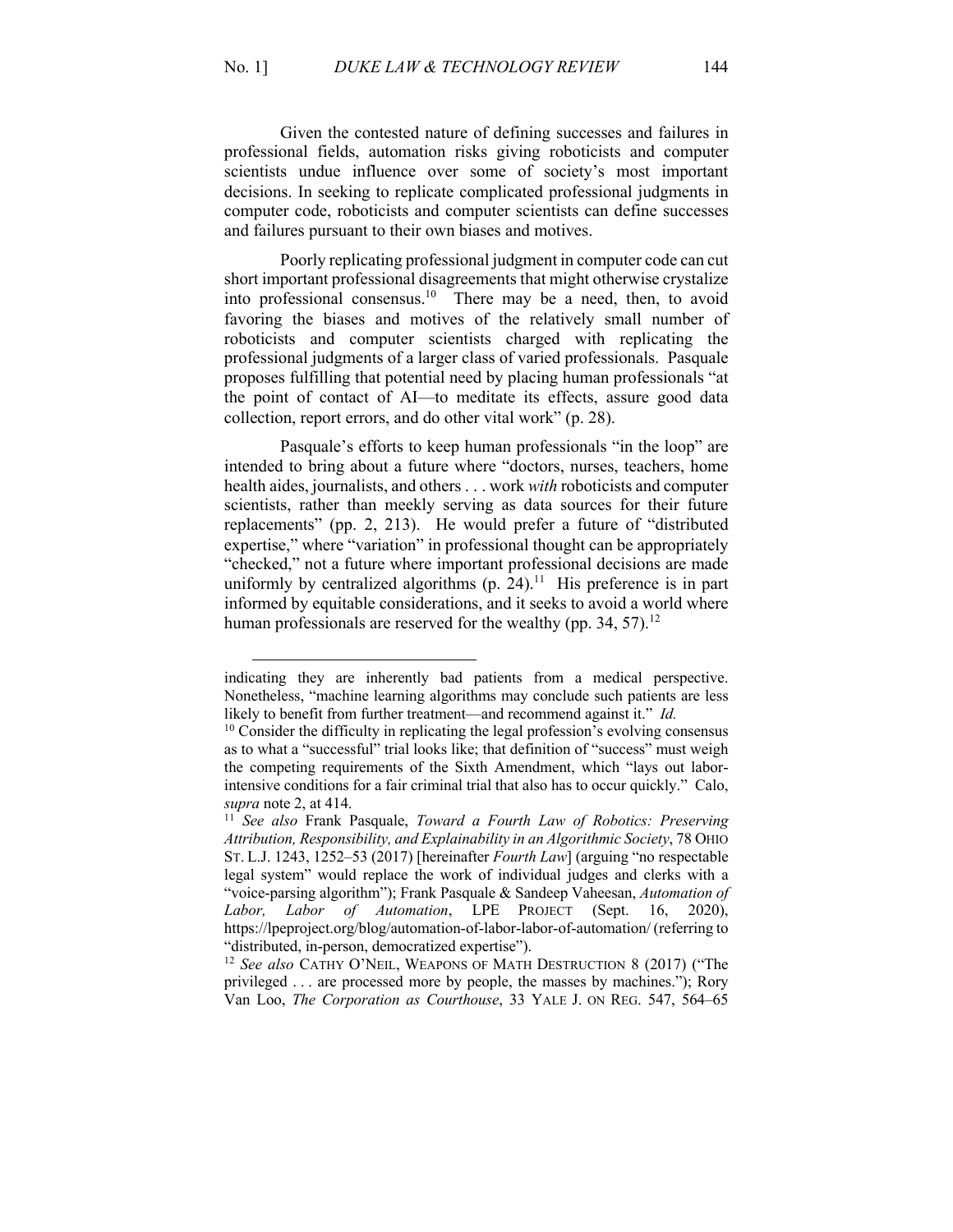Given the contested nature of defining successes and failures in professional fields, automation risks giving roboticists and computer scientists undue influence over some of society's most important decisions. In seeking to replicate complicated professional judgments in computer code, roboticists and computer scientists can define successes and failures pursuant to their own biases and motives.

Poorly replicating professional judgment in computer code can cut short important professional disagreements that might otherwise crystalize into professional consensus.[10] There may be a need, then, to avoid favoring the biases and motives of the relatively small number of roboticists and computer scientists charged with replicating the professional judgments of a larger class of varied professionals. Pasquale proposes fulfilling that potential need by placing human professionals "at the point of contact of AI—to meditate its effects, assure good data collection, report errors, and do other vital work" (p. 28).

Pasquale's efforts to keep human professionals "in the loop" are intended to bring about a future where "doctors, nurses, teachers, home health aides, journalists, and others . . . work *with* roboticists and computer scientists, rather than meekly serving as data sources for their future replacements" (pp. 2, 213). He would prefer a future of "distributed expertise," where "variation" in professional thought can be appropriately "checked," not a future where important professional decisions are made uniformly by centralized algorithms (p. 24).[11] His preference is in part informed by equitable considerations, and it seeks to avoid a world where human professionals are reserved for the wealthy (pp. 34, 57).[12]

---

indicating they are inherently bad patients from a medical perspective. Nonetheless, "machine learning algorithms may conclude such patients are less likely to benefit from further treatment—and recommend against it." *Id.*

[10] Consider the difficulty in replicating the legal profession's evolving consensus as to what a "successful" trial looks like; that definition of "success" must weigh the competing requirements of the Sixth Amendment, which "lays out labor-intensive conditions for a fair criminal trial that also has to occur quickly." Calo, *supra* note 2, at 414.

[11] *See also* Frank Pasquale, *Toward a Fourth Law of Robotics: Preserving Attribution, Responsibility, and Explainability in an Algorithmic Society*, 78 OHIO ST. L.J. 1243, 1252–53 (2017) [hereinafter *Fourth Law*] (arguing "no respectable legal system" would replace the work of individual judges and clerks with a "voice-parsing algorithm"); Frank Pasquale & Sandeep Vaheesan, *Automation of Labor, Labor of Automation*, LPE PROJECT (Sept. 16, 2020), https://lpeproject.org/blog/automation-of-labor-labor-of-automation/ (referring to "distributed, in-person, democratized expertise").

[12] *See also* CATHY O'NEIL, WEAPONS OF MATH DESTRUCTION 8 (2017) ("The privileged . . . are processed more by people, the masses by machines."); Rory Van Loo, *The Corporation as Courthouse*, 33 YALE J. ON REG. 547, 564–65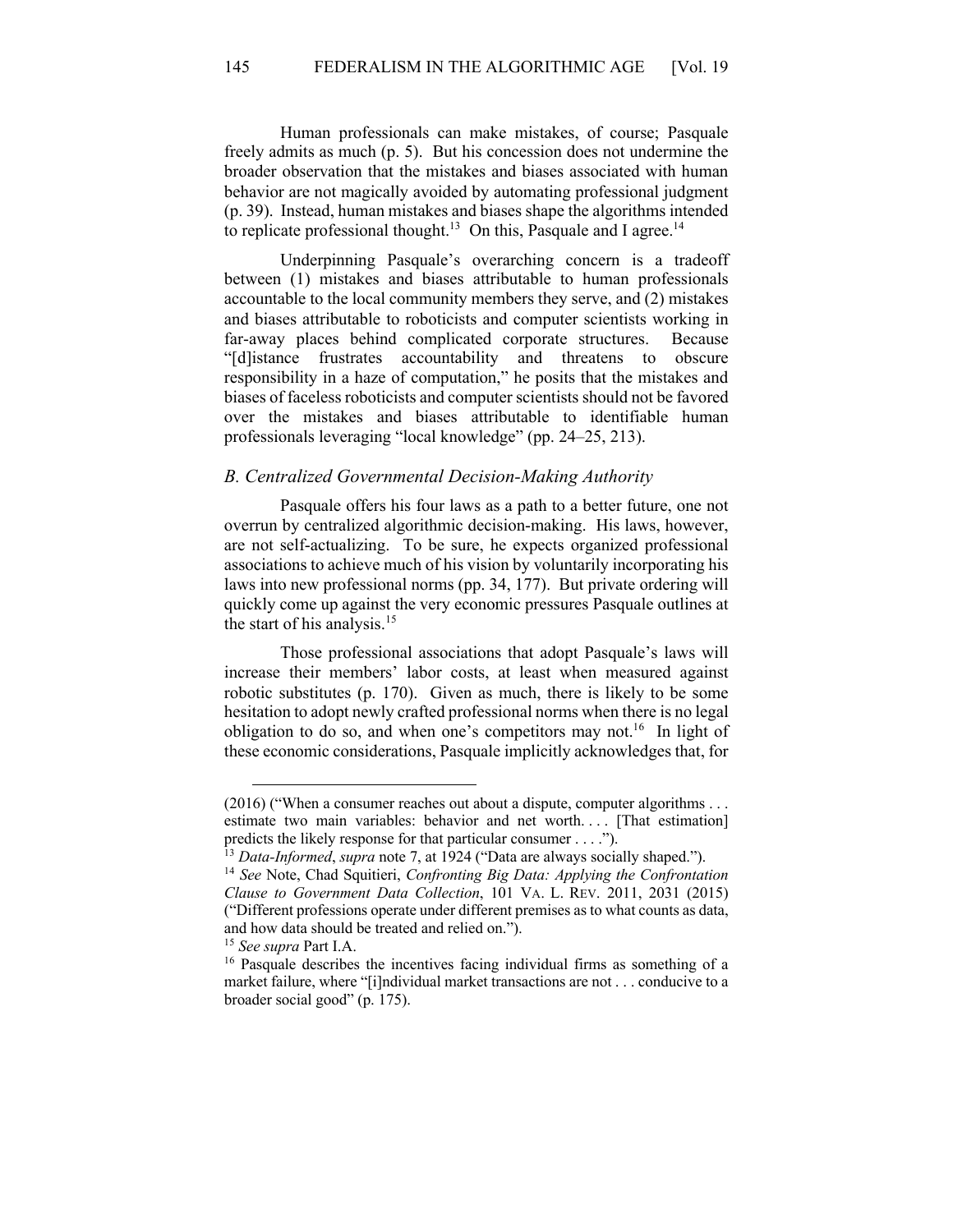Human professionals can make mistakes, of course; Pasquale freely admits as much (p. 5). But his concession does not undermine the broader observation that the mistakes and biases associated with human behavior are not magically avoided by automating professional judgment (p. 39). Instead, human mistakes and biases shape the algorithms intended to replicate professional thought.[13] On this, Pasquale and I agree.[14]

Underpinning Pasquale's overarching concern is a tradeoff between (1) mistakes and biases attributable to human professionals accountable to the local community members they serve, and (2) mistakes and biases attributable to roboticists and computer scientists working in far-away places behind complicated corporate structures. Because "[d]istance frustrates accountability and threatens to obscure responsibility in a haze of computation," he posits that the mistakes and biases of faceless roboticists and computer scientists should not be favored over the mistakes and biases attributable to identifiable human professionals leveraging "local knowledge" (pp. 24–25, 213).

### *B. Centralized Governmental Decision-Making Authority*

Pasquale offers his four laws as a path to a better future, one not overrun by centralized algorithmic decision-making. His laws, however, are not self-actualizing. To be sure, he expects organized professional associations to achieve much of his vision by voluntarily incorporating his laws into new professional norms (pp. 34, 177). But private ordering will quickly come up against the very economic pressures Pasquale outlines at the start of his analysis.[15]

Those professional associations that adopt Pasquale's laws will increase their members' labor costs, at least when measured against robotic substitutes (p. 170). Given as much, there is likely to be some hesitation to adopt newly crafted professional norms when there is no legal obligation to do so, and when one's competitors may not.[16] In light of these economic considerations, Pasquale implicitly acknowledges that, for

---

(2016) ("When a consumer reaches out about a dispute, computer algorithms . . . estimate two main variables: behavior and net worth. . . . [That estimation] predicts the likely response for that particular consumer . . . .").

[13] *Data-Informed*, *supra* note 7, at 1924 ("Data are always socially shaped.").

[14] *See* Note, Chad Squitieri, *Confronting Big Data: Applying the Confrontation Clause to Government Data Collection*, 101 VA. L. REV. 2011, 2031 (2015) ("Different professions operate under different premises as to what counts as data, and how data should be treated and relied on.").

[15] *See supra* Part I.A.

[16] Pasquale describes the incentives facing individual firms as something of a market failure, where "[i]ndividual market transactions are not . . . conducive to a broader social good" (p. 175).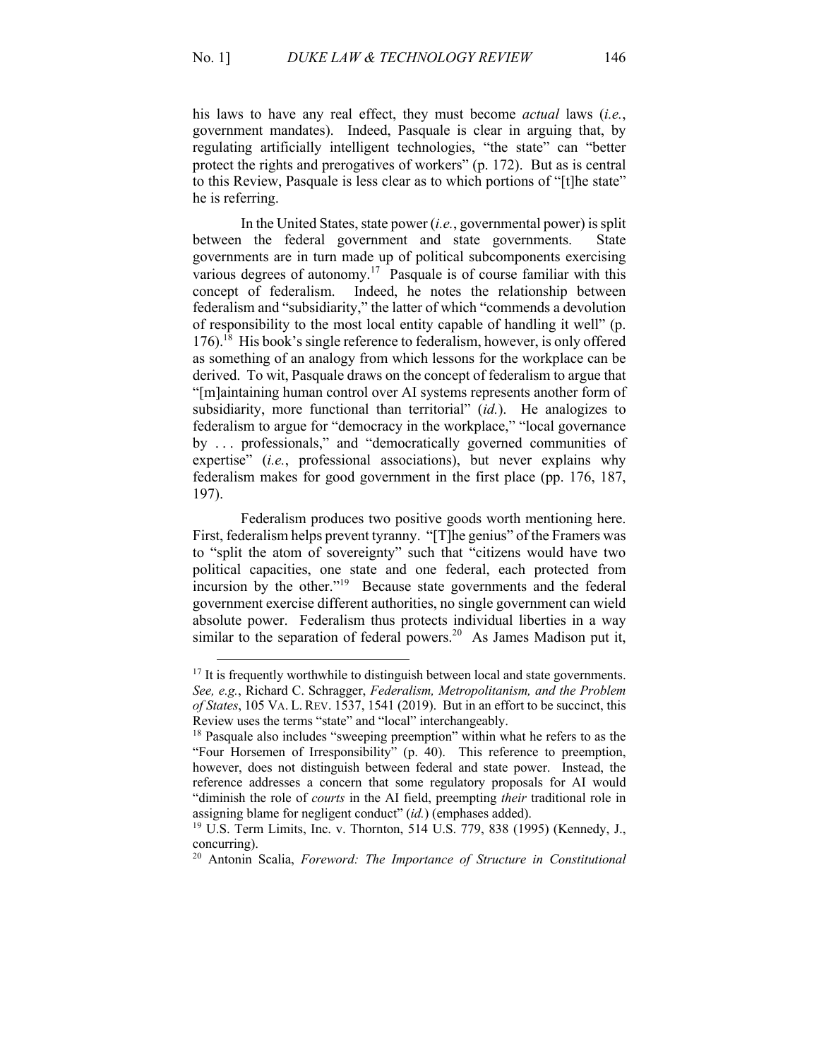his laws to have any real effect, they must become *actual* laws (*i.e.*, government mandates). Indeed, Pasquale is clear in arguing that, by regulating artificially intelligent technologies, "the state" can "better protect the rights and prerogatives of workers" (p. 172). But as is central to this Review, Pasquale is less clear as to which portions of "[t]he state" he is referring.

In the United States, state power (*i.e.*, governmental power) is split between the federal government and state governments. State governments are in turn made up of political subcomponents exercising various degrees of autonomy.[17] Pasquale is of course familiar with this concept of federalism. Indeed, he notes the relationship between federalism and "subsidiarity," the latter of which "commends a devolution of responsibility to the most local entity capable of handling it well" (p. 176).[18] His book's single reference to federalism, however, is only offered as something of an analogy from which lessons for the workplace can be derived. To wit, Pasquale draws on the concept of federalism to argue that "[m]aintaining human control over AI systems represents another form of subsidiarity, more functional than territorial" (*id.*). He analogizes to federalism to argue for "democracy in the workplace," "local governance by . . . professionals," and "democratically governed communities of expertise" (*i.e.*, professional associations), but never explains why federalism makes for good government in the first place (pp. 176, 187, 197).

Federalism produces two positive goods worth mentioning here. First, federalism helps prevent tyranny. "[T]he genius" of the Framers was to "split the atom of sovereignty" such that "citizens would have two political capacities, one state and one federal, each protected from incursion by the other."[19] Because state governments and the federal government exercise different authorities, no single government can wield absolute power. Federalism thus protects individual liberties in a way similar to the separation of federal powers.[20] As James Madison put it,

---

[17] It is frequently worthwhile to distinguish between local and state governments. *See, e.g.*, Richard C. Schragger, *Federalism, Metropolitanism, and the Problem of States*, 105 VA. L. REV. 1537, 1541 (2019). But in an effort to be succinct, this Review uses the terms "state" and "local" interchangeably.

[18] Pasquale also includes "sweeping preemption" within what he refers to as the "Four Horsemen of Irresponsibility" (p. 40). This reference to preemption, however, does not distinguish between federal and state power. Instead, the reference addresses a concern that some regulatory proposals for AI would "diminish the role of *courts* in the AI field, preempting *their* traditional role in assigning blame for negligent conduct" (*id.*) (emphases added).

[19] U.S. Term Limits, Inc. v. Thornton, 514 U.S. 779, 838 (1995) (Kennedy, J., concurring).

[20] Antonin Scalia, *Foreword: The Importance of Structure in Constitutional*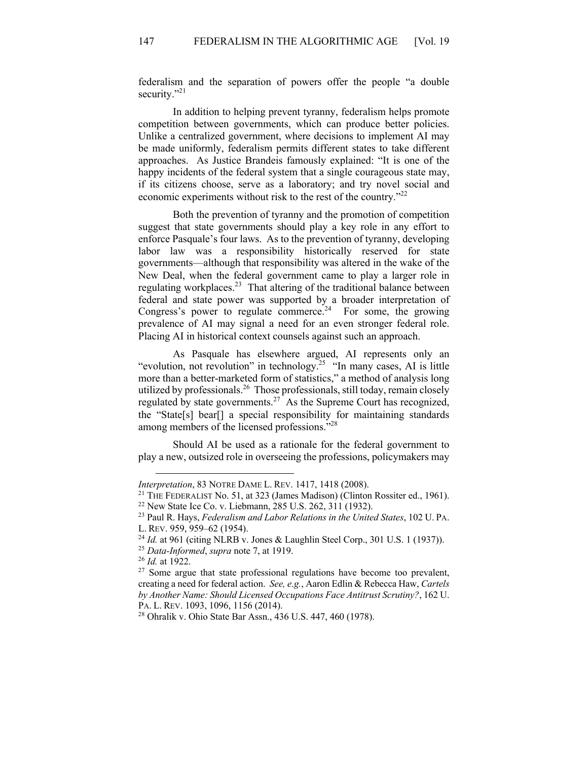federalism and the separation of powers offer the people "a double security."[21]

In addition to helping prevent tyranny, federalism helps promote competition between governments, which can produce better policies. Unlike a centralized government, where decisions to implement AI may be made uniformly, federalism permits different states to take different approaches. As Justice Brandeis famously explained: "It is one of the happy incidents of the federal system that a single courageous state may, if its citizens choose, serve as a laboratory; and try novel social and economic experiments without risk to the rest of the country."[22]

Both the prevention of tyranny and the promotion of competition suggest that state governments should play a key role in any effort to enforce Pasquale's four laws. As to the prevention of tyranny, developing labor law was a responsibility historically reserved for state governments—although that responsibility was altered in the wake of the New Deal, when the federal government came to play a larger role in regulating workplaces.[23] That altering of the traditional balance between federal and state power was supported by a broader interpretation of Congress's power to regulate commerce.[24] For some, the growing prevalence of AI may signal a need for an even stronger federal role. Placing AI in historical context counsels against such an approach.

As Pasquale has elsewhere argued, AI represents only an "evolution, not revolution" in technology.[25] "In many cases, AI is little more than a better-marketed form of statistics," a method of analysis long utilized by professionals.[26] Those professionals, still today, remain closely regulated by state governments.[27] As the Supreme Court has recognized, the "State[s] bear[] a special responsibility for maintaining standards among members of the licensed professions."[28]

Should AI be used as a rationale for the federal government to play a new, outsized role in overseeing the professions, policymakers may

---

*Interpretation*, 83 NOTRE DAME L. REV. 1417, 1418 (2008).

[21] THE FEDERALIST No. 51, at 323 (James Madison) (Clinton Rossiter ed., 1961).

[22] New State Ice Co. v. Liebmann, 285 U.S. 262, 311 (1932).

[23] Paul R. Hays, *Federalism and Labor Relations in the United States*, 102 U. PA. L. REV. 959, 959–62 (1954).

[24] *Id.* at 961 (citing NLRB v. Jones & Laughlin Steel Corp., 301 U.S. 1 (1937)).

[25] *Data-Informed*, *supra* note 7, at 1919.

[26] *Id.* at 1922.

[27] Some argue that state professional regulations have become too prevalent, creating a need for federal action. *See, e.g.*, Aaron Edlin & Rebecca Haw, *Cartels by Another Name: Should Licensed Occupations Face Antitrust Scrutiny?*, 162 U. PA. L. REV. 1093, 1096, 1156 (2014).

[28] Ohralik v. Ohio State Bar Assn., 436 U.S. 447, 460 (1978).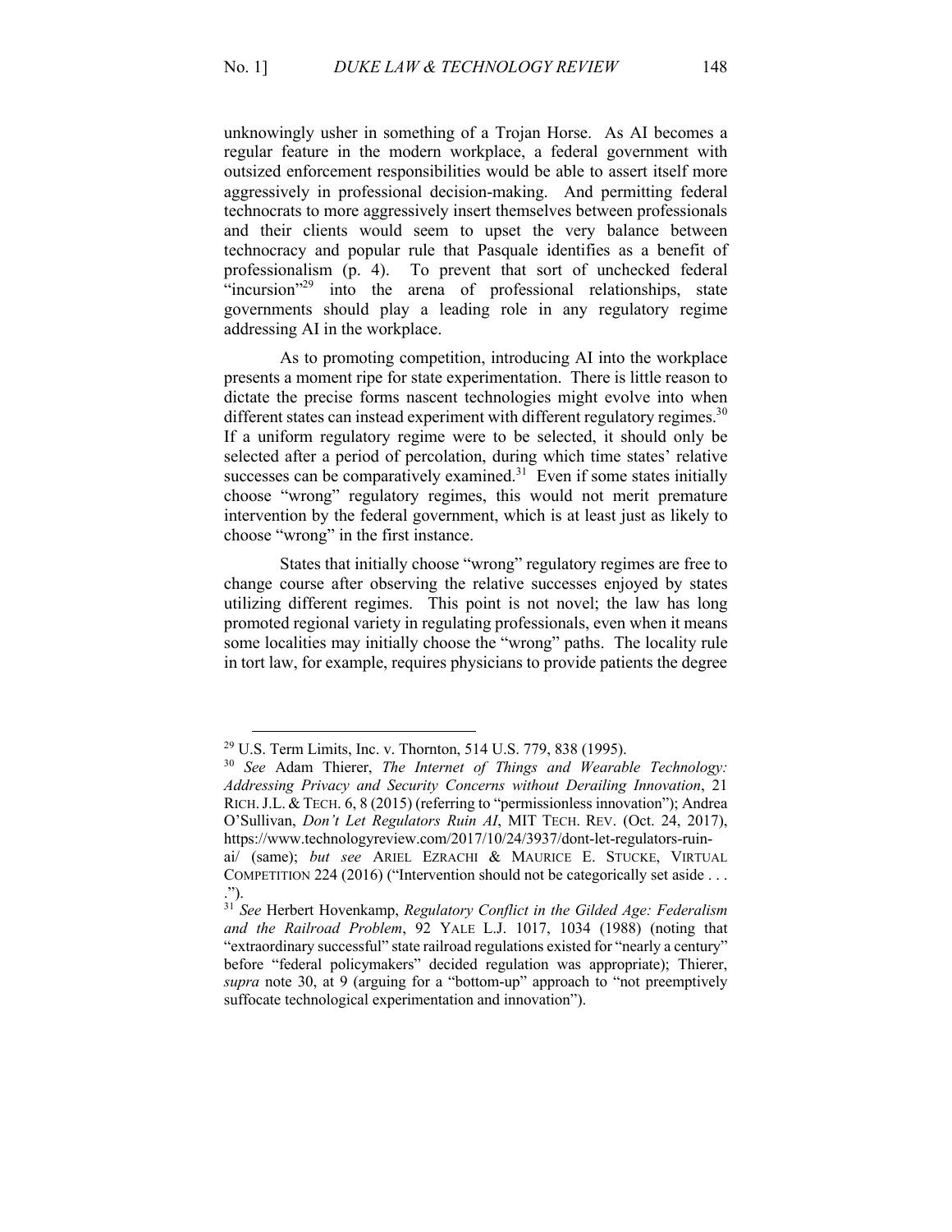unknowingly usher in something of a Trojan Horse. As AI becomes a regular feature in the modern workplace, a federal government with outsized enforcement responsibilities would be able to assert itself more aggressively in professional decision-making. And permitting federal technocrats to more aggressively insert themselves between professionals and their clients would seem to upset the very balance between technocracy and popular rule that Pasquale identifies as a benefit of professionalism (p. 4). To prevent that sort of unchecked federal "incursion"[29] into the arena of professional relationships, state governments should play a leading role in any regulatory regime addressing AI in the workplace.

As to promoting competition, introducing AI into the workplace presents a moment ripe for state experimentation. There is little reason to dictate the precise forms nascent technologies might evolve into when different states can instead experiment with different regulatory regimes.[30] If a uniform regulatory regime were to be selected, it should only be selected after a period of percolation, during which time states' relative successes can be comparatively examined.[31] Even if some states initially choose "wrong" regulatory regimes, this would not merit premature intervention by the federal government, which is at least just as likely to choose "wrong" in the first instance.

States that initially choose "wrong" regulatory regimes are free to change course after observing the relative successes enjoyed by states utilizing different regimes. This point is not novel; the law has long promoted regional variety in regulating professionals, even when it means some localities may initially choose the "wrong" paths. The locality rule in tort law, for example, requires physicians to provide patients the degree

---

[29] U.S. Term Limits, Inc. v. Thornton, 514 U.S. 779, 838 (1995).

[30] *See* Adam Thierer, *The Internet of Things and Wearable Technology: Addressing Privacy and Security Concerns without Derailing Innovation*, 21 RICH. J.L. & TECH. 6, 8 (2015) (referring to "permissionless innovation"); Andrea O'Sullivan, *Don't Let Regulators Ruin AI*, MIT TECH. REV. (Oct. 24, 2017), https://www.technologyreview.com/2017/10/24/3937/dont-let-regulators-ruin-ai/ (same); *but see* ARIEL EZRACHI & MAURICE E. STUCKE, VIRTUAL COMPETITION 224 (2016) ("Intervention should not be categorically set aside . . . .").

[31] *See* Herbert Hovenkamp, *Regulatory Conflict in the Gilded Age: Federalism and the Railroad Problem*, 92 YALE L.J. 1017, 1034 (1988) (noting that "extraordinary successful" state railroad regulations existed for "nearly a century" before "federal policymakers" decided regulation was appropriate); Thierer, *supra* note 30, at 9 (arguing for a "bottom-up" approach to "not preemptively suffocate technological experimentation and innovation").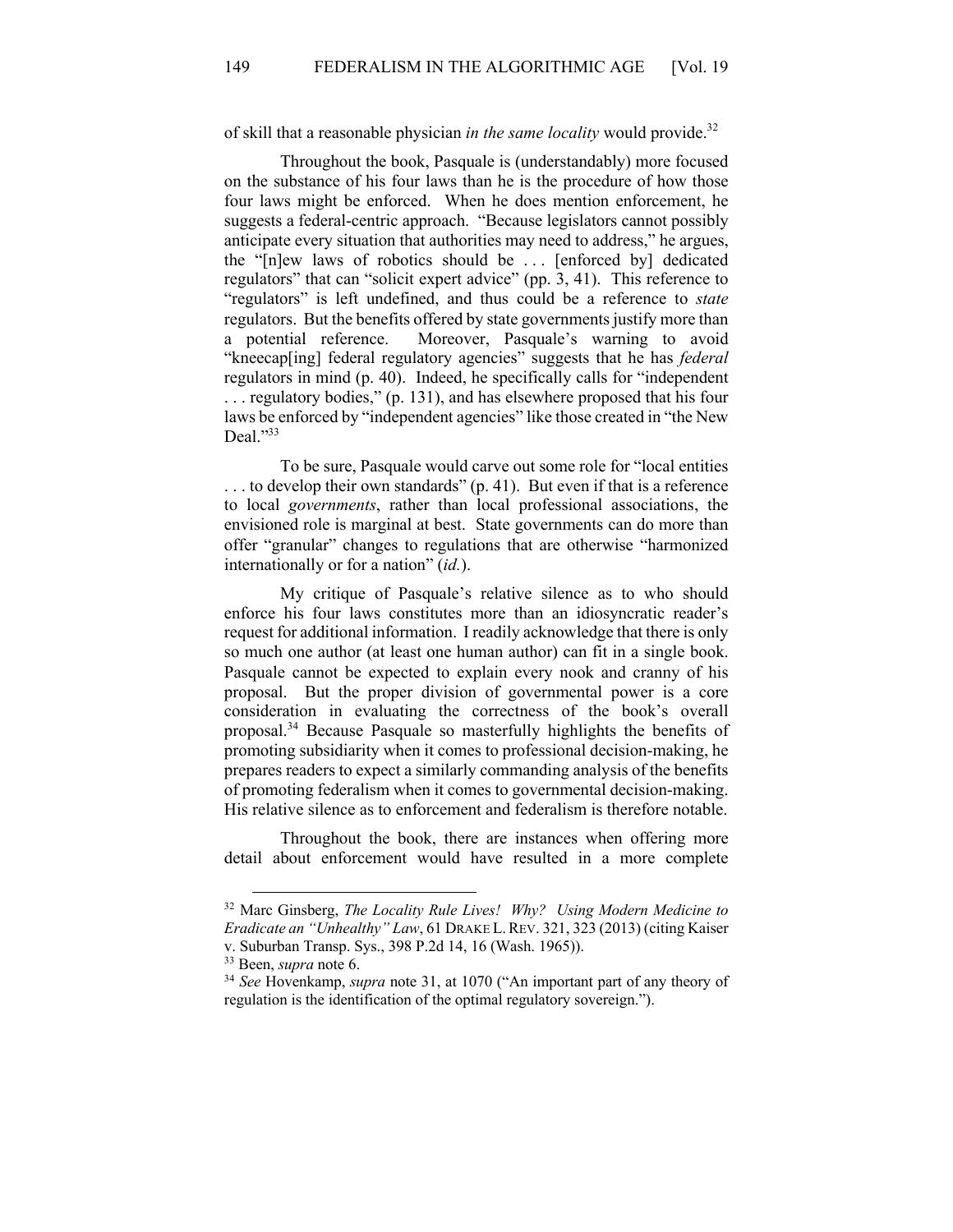of skill that a reasonable physician *in the same locality* would provide.[32]

Throughout the book, Pasquale is (understandably) more focused on the substance of his four laws than he is the procedure of how those four laws might be enforced. When he does mention enforcement, he suggests a federal-centric approach. "Because legislators cannot possibly anticipate every situation that authorities may need to address," he argues, the "[n]ew laws of robotics should be . . . [enforced by] dedicated regulators" that can "solicit expert advice" (pp. 3, 41). This reference to "regulators" is left undefined, and thus could be a reference to *state* regulators. But the benefits offered by state governments justify more than a potential reference. Moreover, Pasquale's warning to avoid "kneecap[ing] federal regulatory agencies" suggests that he has *federal* regulators in mind (p. 40). Indeed, he specifically calls for "independent . . . regulatory bodies," (p. 131), and has elsewhere proposed that his four laws be enforced by "independent agencies" like those created in "the New Deal."[33]

To be sure, Pasquale would carve out some role for "local entities . . . to develop their own standards" (p. 41). But even if that is a reference to local *governments*, rather than local professional associations, the envisioned role is marginal at best. State governments can do more than offer "granular" changes to regulations that are otherwise "harmonized internationally or for a nation" (*id.*).

My critique of Pasquale's relative silence as to who should enforce his four laws constitutes more than an idiosyncratic reader's request for additional information. I readily acknowledge that there is only so much one author (at least one human author) can fit in a single book. Pasquale cannot be expected to explain every nook and cranny of his proposal. But the proper division of governmental power is a core consideration in evaluating the correctness of the book's overall proposal.[34] Because Pasquale so masterfully highlights the benefits of promoting subsidiarity when it comes to professional decision-making, he prepares readers to expect a similarly commanding analysis of the benefits of promoting federalism when it comes to governmental decision-making. His relative silence as to enforcement and federalism is therefore notable.

Throughout the book, there are instances when offering more detail about enforcement would have resulted in a more complete

---

[32] Marc Ginsberg, *The Locality Rule Lives! Why? Using Modern Medicine to Eradicate an "Unhealthy" Law*, 61 DRAKE L. REV. 321, 323 (2013) (citing Kaiser v. Suburban Transp. Sys., 398 P.2d 14, 16 (Wash. 1965)).

[33] Been, *supra* note 6.

[34] *See* Hovenkamp, *supra* note 31, at 1070 ("An important part of any theory of regulation is the identification of the optimal regulatory sovereign.").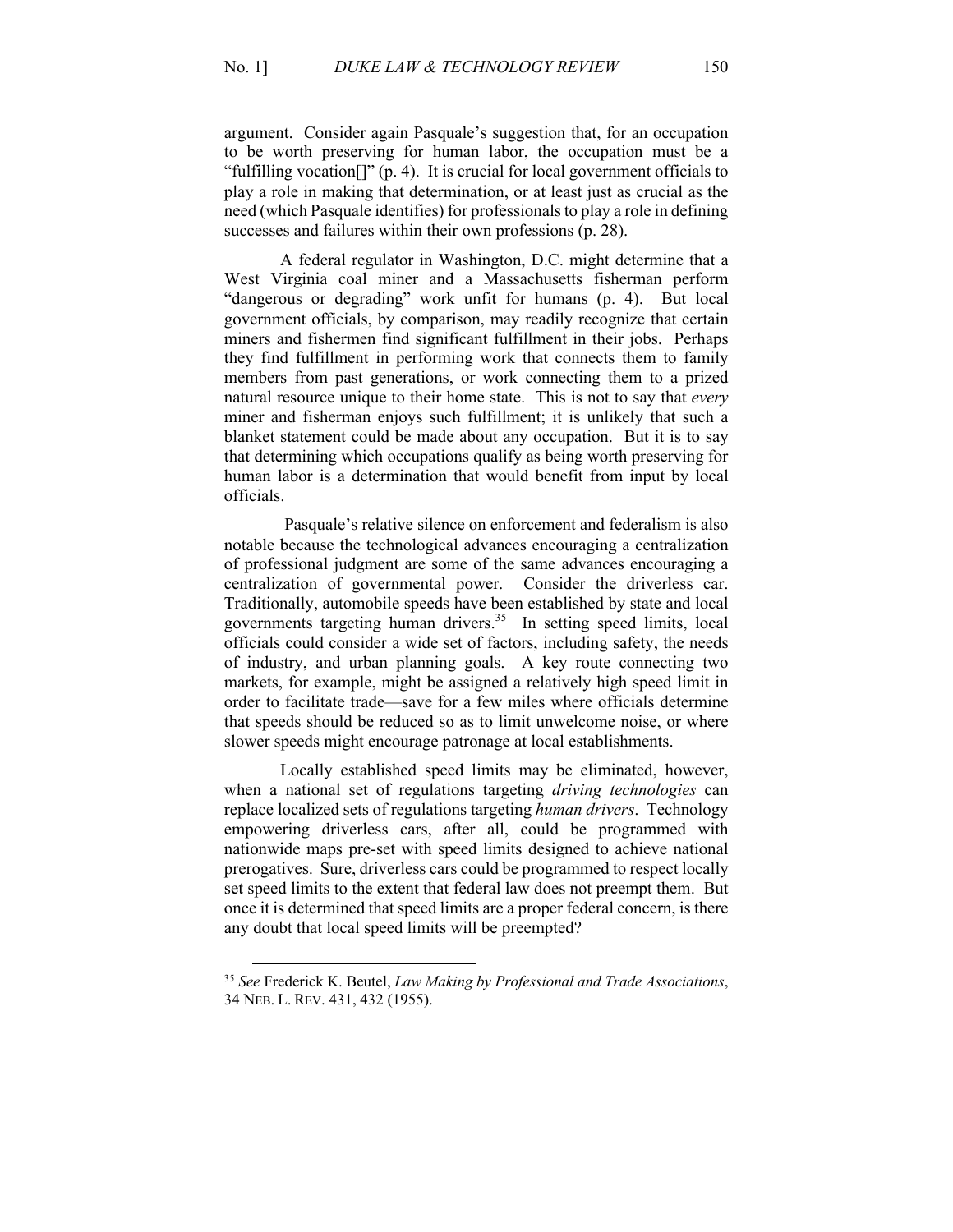argument. Consider again Pasquale's suggestion that, for an occupation to be worth preserving for human labor, the occupation must be a "fulfilling vocation[]" (p. 4). It is crucial for local government officials to play a role in making that determination, or at least just as crucial as the need (which Pasquale identifies) for professionals to play a role in defining successes and failures within their own professions (p. 28).

A federal regulator in Washington, D.C. might determine that a West Virginia coal miner and a Massachusetts fisherman perform "dangerous or degrading" work unfit for humans (p. 4). But local government officials, by comparison, may readily recognize that certain miners and fishermen find significant fulfillment in their jobs. Perhaps they find fulfillment in performing work that connects them to family members from past generations, or work connecting them to a prized natural resource unique to their home state. This is not to say that *every* miner and fisherman enjoys such fulfillment; it is unlikely that such a blanket statement could be made about any occupation. But it is to say that determining which occupations qualify as being worth preserving for human labor is a determination that would benefit from input by local officials.

Pasquale's relative silence on enforcement and federalism is also notable because the technological advances encouraging a centralization of professional judgment are some of the same advances encouraging a centralization of governmental power. Consider the driverless car. Traditionally, automobile speeds have been established by state and local governments targeting human drivers.[35] In setting speed limits, local officials could consider a wide set of factors, including safety, the needs of industry, and urban planning goals. A key route connecting two markets, for example, might be assigned a relatively high speed limit in order to facilitate trade—save for a few miles where officials determine that speeds should be reduced so as to limit unwelcome noise, or where slower speeds might encourage patronage at local establishments.

Locally established speed limits may be eliminated, however, when a national set of regulations targeting *driving technologies* can replace localized sets of regulations targeting *human drivers*. Technology empowering driverless cars, after all, could be programmed with nationwide maps pre-set with speed limits designed to achieve national prerogatives. Sure, driverless cars could be programmed to respect locally set speed limits to the extent that federal law does not preempt them. But once it is determined that speed limits are a proper federal concern, is there any doubt that local speed limits will be preempted?

[35] *See* Frederick K. Beutel, *Law Making by Professional and Trade Associations*, 34 NEB. L. REV. 431, 432 (1955).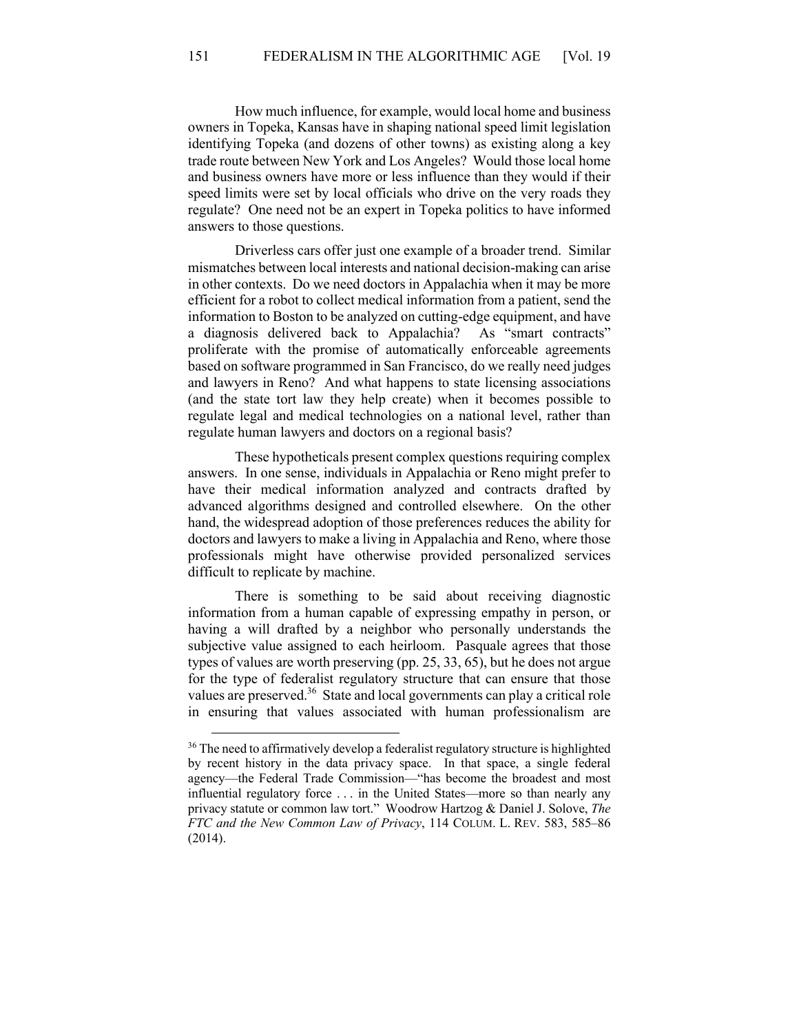How much influence, for example, would local home and business owners in Topeka, Kansas have in shaping national speed limit legislation identifying Topeka (and dozens of other towns) as existing along a key trade route between New York and Los Angeles? Would those local home and business owners have more or less influence than they would if their speed limits were set by local officials who drive on the very roads they regulate? One need not be an expert in Topeka politics to have informed answers to those questions.

Driverless cars offer just one example of a broader trend. Similar mismatches between local interests and national decision-making can arise in other contexts. Do we need doctors in Appalachia when it may be more efficient for a robot to collect medical information from a patient, send the information to Boston to be analyzed on cutting-edge equipment, and have a diagnosis delivered back to Appalachia? As "smart contracts" proliferate with the promise of automatically enforceable agreements based on software programmed in San Francisco, do we really need judges and lawyers in Reno? And what happens to state licensing associations (and the state tort law they help create) when it becomes possible to regulate legal and medical technologies on a national level, rather than regulate human lawyers and doctors on a regional basis?

These hypotheticals present complex questions requiring complex answers. In one sense, individuals in Appalachia or Reno might prefer to have their medical information analyzed and contracts drafted by advanced algorithms designed and controlled elsewhere. On the other hand, the widespread adoption of those preferences reduces the ability for doctors and lawyers to make a living in Appalachia and Reno, where those professionals might have otherwise provided personalized services difficult to replicate by machine.

There is something to be said about receiving diagnostic information from a human capable of expressing empathy in person, or having a will drafted by a neighbor who personally understands the subjective value assigned to each heirloom. Pasquale agrees that those types of values are worth preserving (pp. 25, 33, 65), but he does not argue for the type of federalist regulatory structure that can ensure that those values are preserved.[36] State and local governments can play a critical role in ensuring that values associated with human professionalism are

---

[36] The need to affirmatively develop a federalist regulatory structure is highlighted by recent history in the data privacy space. In that space, a single federal agency—the Federal Trade Commission—"has become the broadest and most influential regulatory force . . . in the United States—more so than nearly any privacy statute or common law tort." Woodrow Hartzog & Daniel J. Solove, *The FTC and the New Common Law of Privacy*, 114 COLUM. L. REV. 583, 585–86 (2014).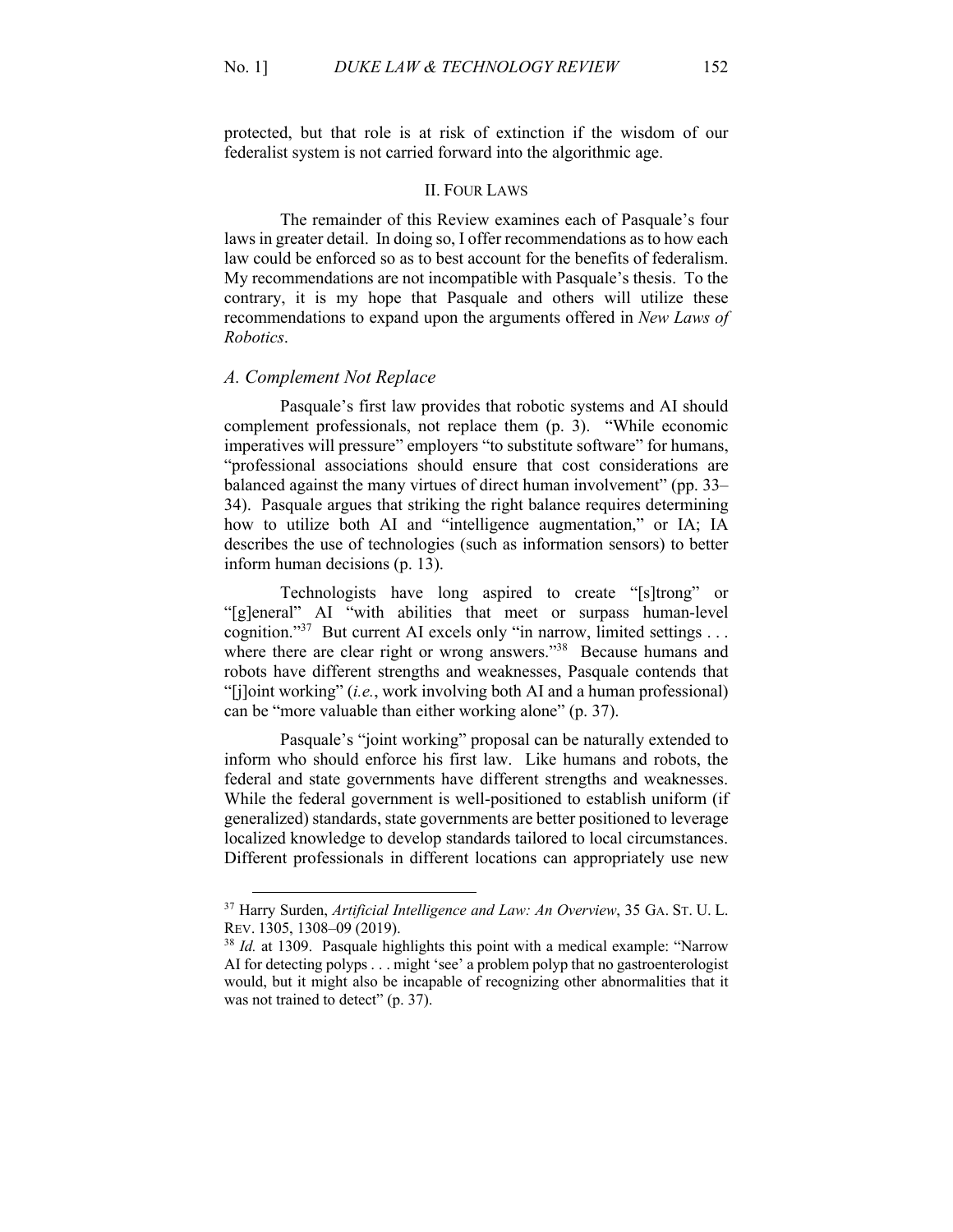protected, but that role is at risk of extinction if the wisdom of our federalist system is not carried forward into the algorithmic age.

## II. Four Laws

The remainder of this Review examines each of Pasquale's four laws in greater detail. In doing so, I offer recommendations as to how each law could be enforced so as to best account for the benefits of federalism. My recommendations are not incompatible with Pasquale's thesis. To the contrary, it is my hope that Pasquale and others will utilize these recommendations to expand upon the arguments offered in *New Laws of Robotics*.

### *A. Complement Not Replace*

Pasquale's first law provides that robotic systems and AI should complement professionals, not replace them (p. 3). "While economic imperatives will pressure" employers "to substitute software" for humans, "professional associations should ensure that cost considerations are balanced against the many virtues of direct human involvement" (pp. 33–34). Pasquale argues that striking the right balance requires determining how to utilize both AI and "intelligence augmentation," or IA; IA describes the use of technologies (such as information sensors) to better inform human decisions (p. 13).

Technologists have long aspired to create "[s]trong" or "[g]eneral" AI "with abilities that meet or surpass human-level cognition."[37] But current AI excels only "in narrow, limited settings . . . where there are clear right or wrong answers."[38] Because humans and robots have different strengths and weaknesses, Pasquale contends that "[j]oint working" (*i.e.*, work involving both AI and a human professional) can be "more valuable than either working alone" (p. 37).

Pasquale's "joint working" proposal can be naturally extended to inform who should enforce his first law. Like humans and robots, the federal and state governments have different strengths and weaknesses. While the federal government is well-positioned to establish uniform (if generalized) standards, state governments are better positioned to leverage localized knowledge to develop standards tailored to local circumstances. Different professionals in different locations can appropriately use new

---

[37] Harry Surden, *Artificial Intelligence and Law: An Overview*, 35 GA. ST. U. L. REV. 1305, 1308–09 (2019).

[38] *Id.* at 1309. Pasquale highlights this point with a medical example: "Narrow AI for detecting polyps . . . might 'see' a problem polyp that no gastroenterologist would, but it might also be incapable of recognizing other abnormalities that it was not trained to detect" (p. 37).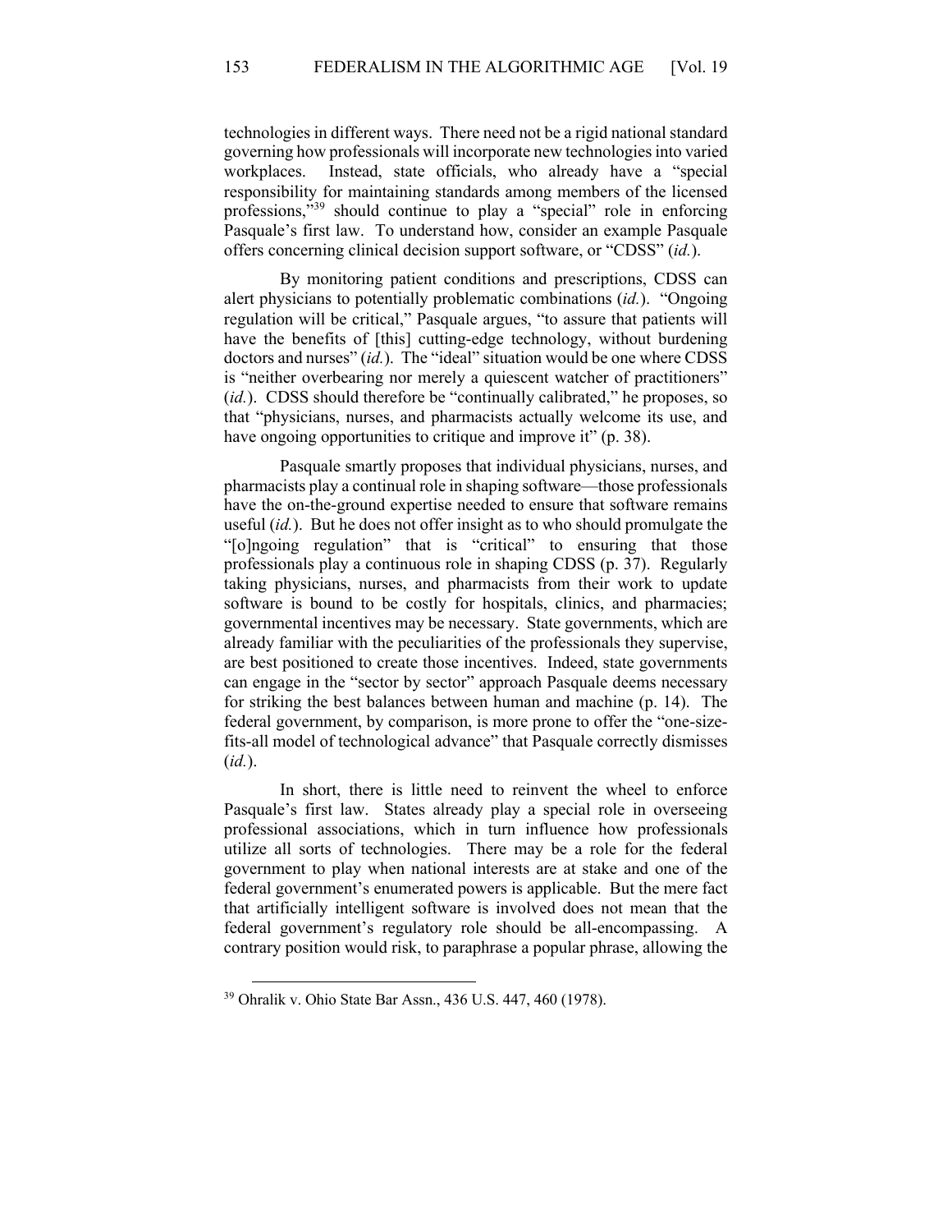technologies in different ways. There need not be a rigid national standard governing how professionals will incorporate new technologies into varied workplaces. Instead, state officials, who already have a "special responsibility for maintaining standards among members of the licensed professions,"[39] should continue to play a "special" role in enforcing Pasquale's first law. To understand how, consider an example Pasquale offers concerning clinical decision support software, or "CDSS" (*id.*).

By monitoring patient conditions and prescriptions, CDSS can alert physicians to potentially problematic combinations (*id.*). "Ongoing regulation will be critical," Pasquale argues, "to assure that patients will have the benefits of [this] cutting-edge technology, without burdening doctors and nurses" (*id.*). The "ideal" situation would be one where CDSS is "neither overbearing nor merely a quiescent watcher of practitioners" (*id.*). CDSS should therefore be "continually calibrated," he proposes, so that "physicians, nurses, and pharmacists actually welcome its use, and have ongoing opportunities to critique and improve it" (p. 38).

Pasquale smartly proposes that individual physicians, nurses, and pharmacists play a continual role in shaping software—those professionals have the on-the-ground expertise needed to ensure that software remains useful (*id.*). But he does not offer insight as to who should promulgate the "[o]ngoing regulation" that is "critical" to ensuring that those professionals play a continuous role in shaping CDSS (p. 37). Regularly taking physicians, nurses, and pharmacists from their work to update software is bound to be costly for hospitals, clinics, and pharmacies; governmental incentives may be necessary. State governments, which are already familiar with the peculiarities of the professionals they supervise, are best positioned to create those incentives. Indeed, state governments can engage in the "sector by sector" approach Pasquale deems necessary for striking the best balances between human and machine (p. 14). The federal government, by comparison, is more prone to offer the "one-size-fits-all model of technological advance" that Pasquale correctly dismisses (*id.*).

In short, there is little need to reinvent the wheel to enforce Pasquale's first law. States already play a special role in overseeing professional associations, which in turn influence how professionals utilize all sorts of technologies. There may be a role for the federal government to play when national interests are at stake and one of the federal government's enumerated powers is applicable. But the mere fact that artificially intelligent software is involved does not mean that the federal government's regulatory role should be all-encompassing. A contrary position would risk, to paraphrase a popular phrase, allowing the

---

[39] Ohralik v. Ohio State Bar Assn., 436 U.S. 447, 460 (1978).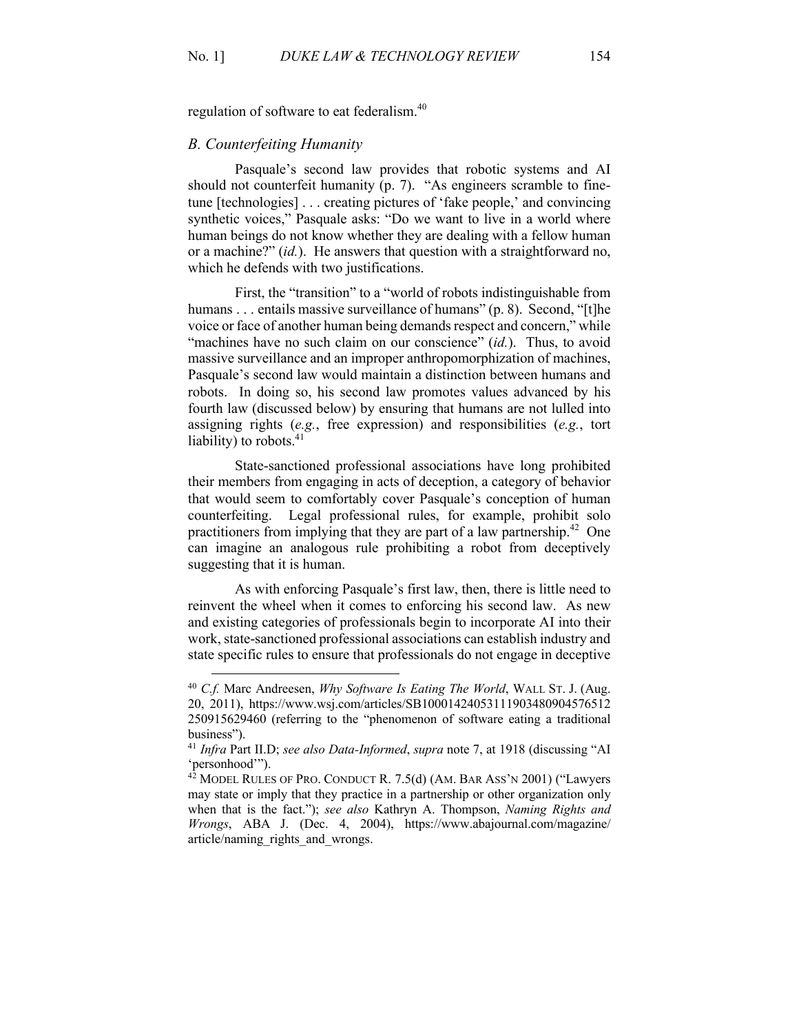regulation of software to eat federalism.[40]

### *B. Counterfeiting Humanity*

Pasquale's second law provides that robotic systems and AI should not counterfeit humanity (p. 7). "As engineers scramble to fine-tune [technologies] . . . creating pictures of 'fake people,' and convincing synthetic voices," Pasquale asks: "Do we want to live in a world where human beings do not know whether they are dealing with a fellow human or a machine?" (*id.*). He answers that question with a straightforward no, which he defends with two justifications.

First, the "transition" to a "world of robots indistinguishable from humans . . . entails massive surveillance of humans" (p. 8). Second, "[t]he voice or face of another human being demands respect and concern," while "machines have no such claim on our conscience" (*id.*). Thus, to avoid massive surveillance and an improper anthropomorphization of machines, Pasquale's second law would maintain a distinction between humans and robots. In doing so, his second law promotes values advanced by his fourth law (discussed below) by ensuring that humans are not lulled into assigning rights (*e.g.*, free expression) and responsibilities (*e.g.*, tort liability) to robots.[41]

State-sanctioned professional associations have long prohibited their members from engaging in acts of deception, a category of behavior that would seem to comfortably cover Pasquale's conception of human counterfeiting. Legal professional rules, for example, prohibit solo practitioners from implying that they are part of a law partnership.[42] One can imagine an analogous rule prohibiting a robot from deceptively suggesting that it is human.

As with enforcing Pasquale's first law, then, there is little need to reinvent the wheel when it comes to enforcing his second law. As new and existing categories of professionals begin to incorporate AI into their work, state-sanctioned professional associations can establish industry and state specific rules to ensure that professionals do not engage in deceptive

---

[40] *C.f.* Marc Andreesen, *Why Software Is Eating The World*, WALL ST. J. (Aug. 20, 2011), https://www.wsj.com/articles/SB10001424053111903480904576512250915629460 (referring to the "phenomenon of software eating a traditional business").

[41] *Infra* Part II.D; *see also Data-Informed*, *supra* note 7, at 1918 (discussing "AI 'personhood'").

[42] MODEL RULES OF PRO. CONDUCT R. 7.5(d) (AM. BAR ASS'N 2001) ("Lawyers may state or imply that they practice in a partnership or other organization only when that is the fact."); *see also* Kathryn A. Thompson, *Naming Rights and Wrongs*, ABA J. (Dec. 4, 2004), https://www.abajournal.com/magazine/article/naming_rights_and_wrongs.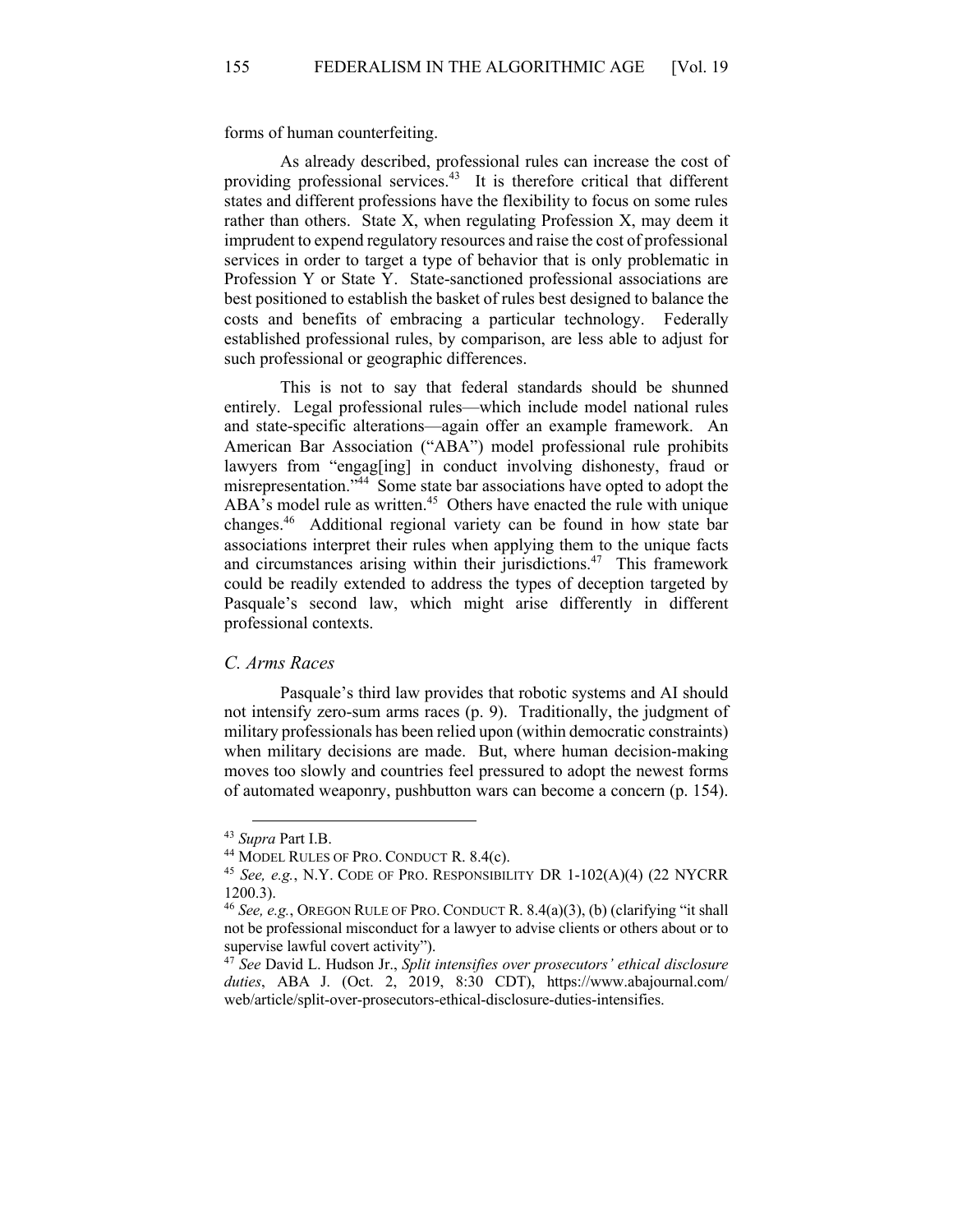forms of human counterfeiting.

As already described, professional rules can increase the cost of providing professional services.[43] It is therefore critical that different states and different professions have the flexibility to focus on some rules rather than others. State X, when regulating Profession X, may deem it imprudent to expend regulatory resources and raise the cost of professional services in order to target a type of behavior that is only problematic in Profession Y or State Y. State-sanctioned professional associations are best positioned to establish the basket of rules best designed to balance the costs and benefits of embracing a particular technology. Federally established professional rules, by comparison, are less able to adjust for such professional or geographic differences.

This is not to say that federal standards should be shunned entirely. Legal professional rules—which include model national rules and state-specific alterations—again offer an example framework. An American Bar Association ("ABA") model professional rule prohibits lawyers from "engag[ing] in conduct involving dishonesty, fraud or misrepresentation."[44] Some state bar associations have opted to adopt the ABA's model rule as written.[45] Others have enacted the rule with unique changes.[46] Additional regional variety can be found in how state bar associations interpret their rules when applying them to the unique facts and circumstances arising within their jurisdictions.[47] This framework could be readily extended to address the types of deception targeted by Pasquale's second law, which might arise differently in different professional contexts.

### *C. Arms Races*

Pasquale's third law provides that robotic systems and AI should not intensify zero-sum arms races (p. 9). Traditionally, the judgment of military professionals has been relied upon (within democratic constraints) when military decisions are made. But, where human decision-making moves too slowly and countries feel pressured to adopt the newest forms of automated weaponry, pushbutton wars can become a concern (p. 154).

---

[43] *Supra* Part I.B.

[44] MODEL RULES OF PRO. CONDUCT R. 8.4(c).

[45] *See, e.g.*, N.Y. CODE OF PRO. RESPONSIBILITY DR 1-102(A)(4) (22 NYCRR 1200.3).

[46] *See, e.g.*, OREGON RULE OF PRO. CONDUCT R. 8.4(a)(3), (b) (clarifying "it shall not be professional misconduct for a lawyer to advise clients or others about or to supervise lawful covert activity").

[47] *See* David L. Hudson Jr., *Split intensifies over prosecutors' ethical disclosure duties*, ABA J. (Oct. 2, 2019, 8:30 CDT), https://www.abajournal.com/web/article/split-over-prosecutors-ethical-disclosure-duties-intensifies.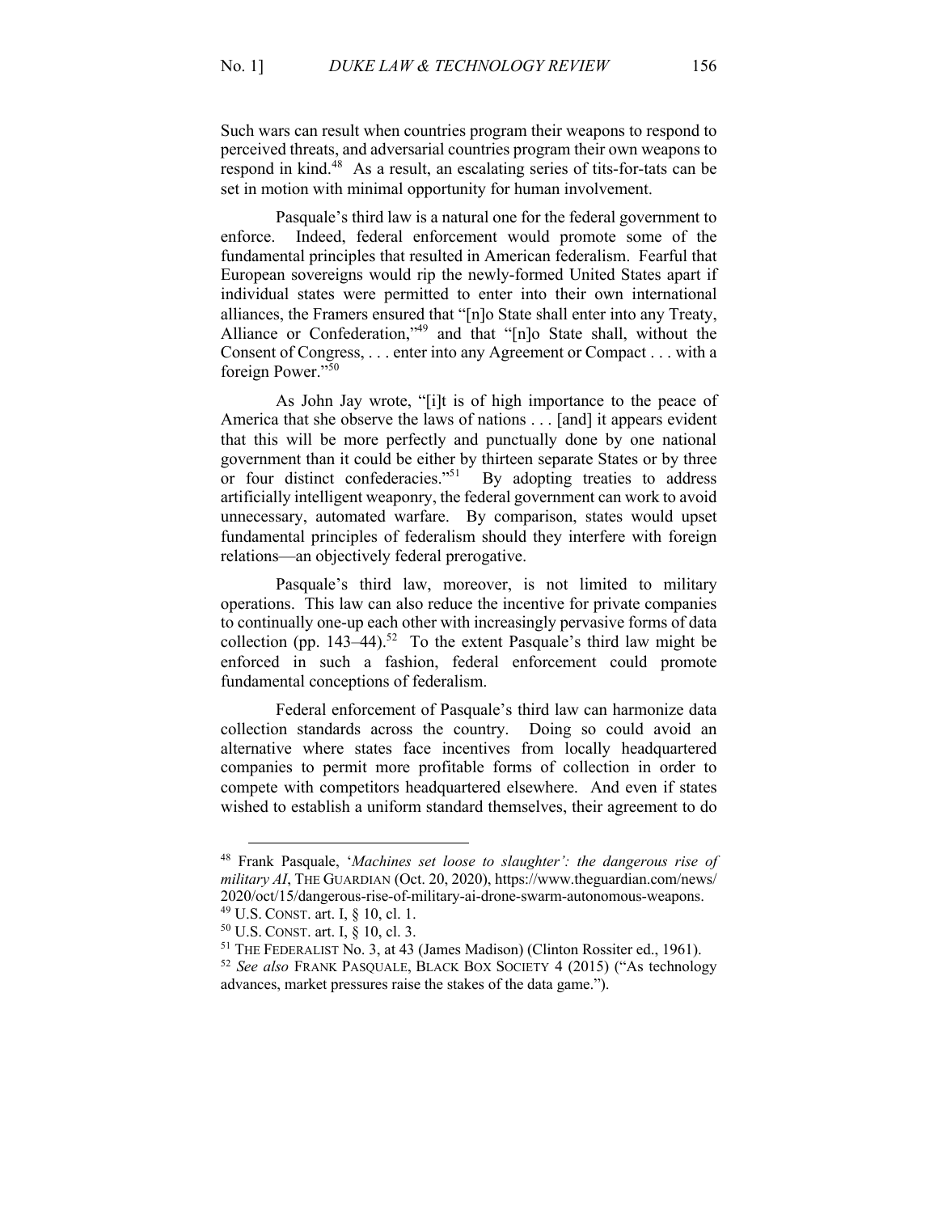Such wars can result when countries program their weapons to respond to perceived threats, and adversarial countries program their own weapons to respond in kind.[48] As a result, an escalating series of tits-for-tats can be set in motion with minimal opportunity for human involvement.

Pasquale's third law is a natural one for the federal government to enforce. Indeed, federal enforcement would promote some of the fundamental principles that resulted in American federalism. Fearful that European sovereigns would rip the newly-formed United States apart if individual states were permitted to enter into their own international alliances, the Framers ensured that "[n]o State shall enter into any Treaty, Alliance or Confederation,"[49] and that "[n]o State shall, without the Consent of Congress, . . . enter into any Agreement or Compact . . . with a foreign Power."[50]

As John Jay wrote, "[i]t is of high importance to the peace of America that she observe the laws of nations . . . [and] it appears evident that this will be more perfectly and punctually done by one national government than it could be either by thirteen separate States or by three or four distinct confederacies."[51] By adopting treaties to address artificially intelligent weaponry, the federal government can work to avoid unnecessary, automated warfare. By comparison, states would upset fundamental principles of federalism should they interfere with foreign relations—an objectively federal prerogative.

Pasquale's third law, moreover, is not limited to military operations. This law can also reduce the incentive for private companies to continually one-up each other with increasingly pervasive forms of data collection (pp. 143–44).[52] To the extent Pasquale's third law might be enforced in such a fashion, federal enforcement could promote fundamental conceptions of federalism.

Federal enforcement of Pasquale's third law can harmonize data collection standards across the country. Doing so could avoid an alternative where states face incentives from locally headquartered companies to permit more profitable forms of collection in order to compete with competitors headquartered elsewhere. And even if states wished to establish a uniform standard themselves, their agreement to do

---

[48] Frank Pasquale, '*Machines set loose to slaughter': the dangerous rise of military AI*, THE GUARDIAN (Oct. 20, 2020), https://www.theguardian.com/news/2020/oct/15/dangerous-rise-of-military-ai-drone-swarm-autonomous-weapons.

[49] U.S. CONST. art. I, § 10, cl. 1.

[50] U.S. CONST. art. I, § 10, cl. 3.

[51] THE FEDERALIST No. 3, at 43 (James Madison) (Clinton Rossiter ed., 1961).

[52] *See also* FRANK PASQUALE, BLACK BOX SOCIETY 4 (2015) ("As technology advances, market pressures raise the stakes of the data game.").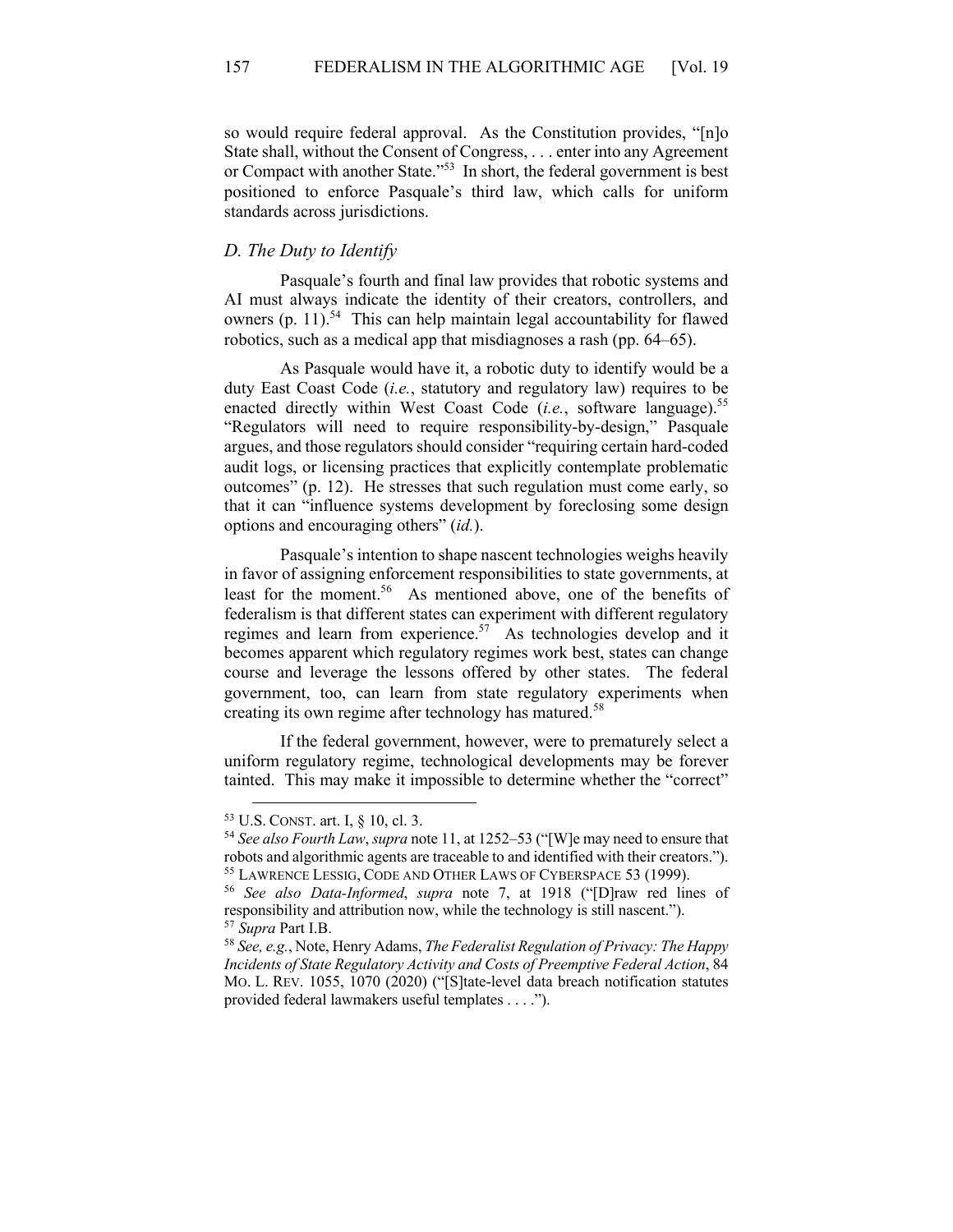so would require federal approval. As the Constitution provides, "[n]o State shall, without the Consent of Congress, . . . enter into any Agreement or Compact with another State."[53] In short, the federal government is best positioned to enforce Pasquale's third law, which calls for uniform standards across jurisdictions.

### *D. The Duty to Identify*

Pasquale's fourth and final law provides that robotic systems and AI must always indicate the identity of their creators, controllers, and owners (p. 11).[54] This can help maintain legal accountability for flawed robotics, such as a medical app that misdiagnoses a rash (pp. 64–65).

As Pasquale would have it, a robotic duty to identify would be a duty East Coast Code (*i.e.*, statutory and regulatory law) requires to be enacted directly within West Coast Code (*i.e.*, software language).[55] "Regulators will need to require responsibility-by-design," Pasquale argues, and those regulators should consider "requiring certain hard-coded audit logs, or licensing practices that explicitly contemplate problematic outcomes" (p. 12). He stresses that such regulation must come early, so that it can "influence systems development by foreclosing some design options and encouraging others" (*id.*).

Pasquale's intention to shape nascent technologies weighs heavily in favor of assigning enforcement responsibilities to state governments, at least for the moment.[56] As mentioned above, one of the benefits of federalism is that different states can experiment with different regulatory regimes and learn from experience.[57] As technologies develop and it becomes apparent which regulatory regimes work best, states can change course and leverage the lessons offered by other states. The federal government, too, can learn from state regulatory experiments when creating its own regime after technology has matured.[58]

If the federal government, however, were to prematurely select a uniform regulatory regime, technological developments may be forever tainted. This may make it impossible to determine whether the "correct"

---

[53] U.S. CONST. art. I, § 10, cl. 3.

[54] *See also Fourth Law*, *supra* note 11, at 1252–53 ("[W]e may need to ensure that robots and algorithmic agents are traceable to and identified with their creators.").

[55] LAWRENCE LESSIG, CODE AND OTHER LAWS OF CYBERSPACE 53 (1999).

[56] *See also Data-Informed*, *supra* note 7, at 1918 ("[D]raw red lines of responsibility and attribution now, while the technology is still nascent.").

[57] *Supra* Part I.B.

[58] *See, e.g.*, Note, Henry Adams, *The Federalist Regulation of Privacy: The Happy Incidents of State Regulatory Activity and Costs of Preemptive Federal Action*, 84 MO. L. REV. 1055, 1070 (2020) ("[S]tate-level data breach notification statutes provided federal lawmakers useful templates . . . .").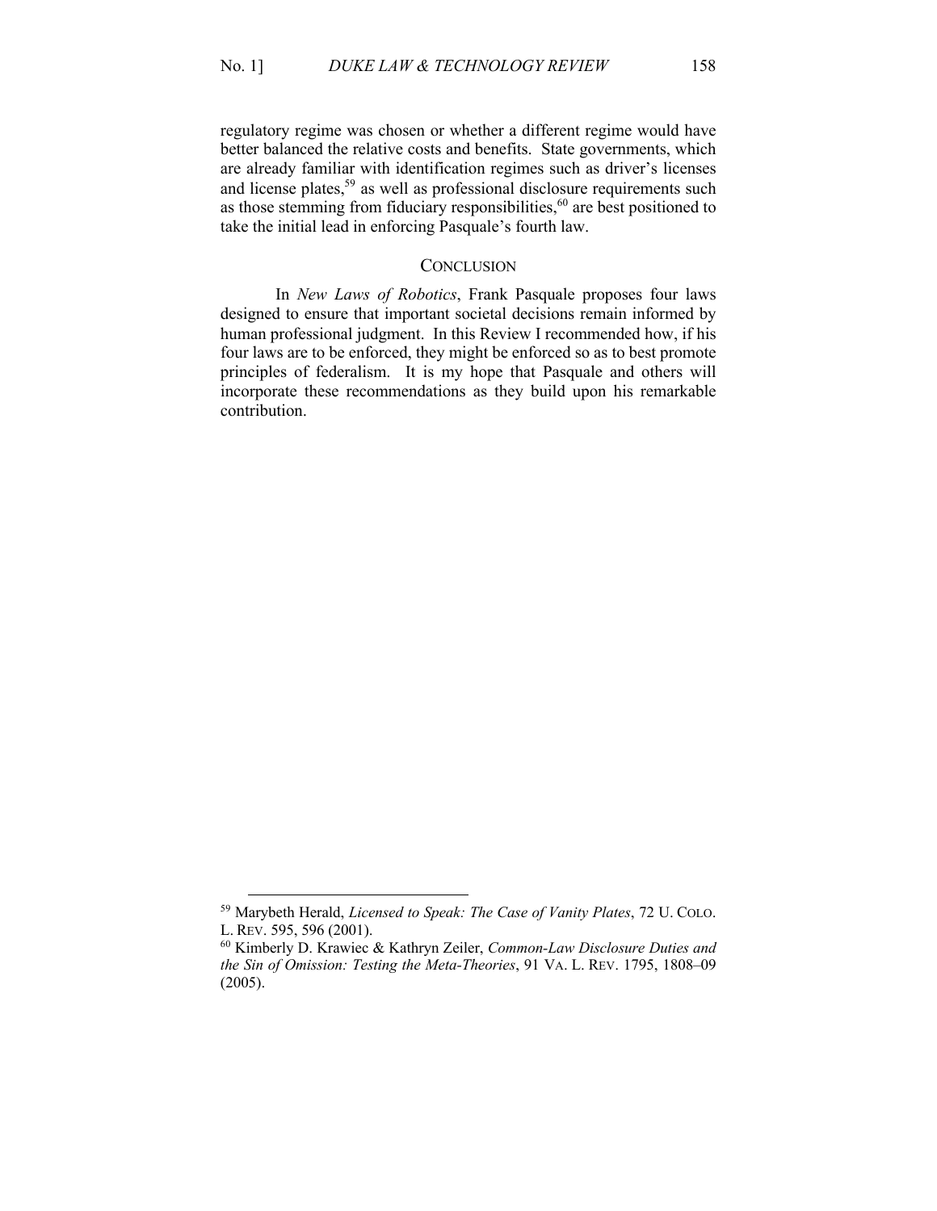regulatory regime was chosen or whether a different regime would have better balanced the relative costs and benefits. State governments, which are already familiar with identification regimes such as driver's licenses and license plates,[59] as well as professional disclosure requirements such as those stemming from fiduciary responsibilities,[60] are best positioned to take the initial lead in enforcing Pasquale's fourth law.

## CONCLUSION

In *New Laws of Robotics*, Frank Pasquale proposes four laws designed to ensure that important societal decisions remain informed by human professional judgment. In this Review I recommended how, if his four laws are to be enforced, they might be enforced so as to best promote principles of federalism. It is my hope that Pasquale and others will incorporate these recommendations as they build upon his remarkable contribution.

---

[59] Marybeth Herald, *Licensed to Speak: The Case of Vanity Plates*, 72 U. COLO. L. REV. 595, 596 (2001).

[60] Kimberly D. Krawiec & Kathryn Zeiler, *Common-Law Disclosure Duties and the Sin of Omission: Testing the Meta-Theories*, 91 VA. L. REV. 1795, 1808–09 (2005).